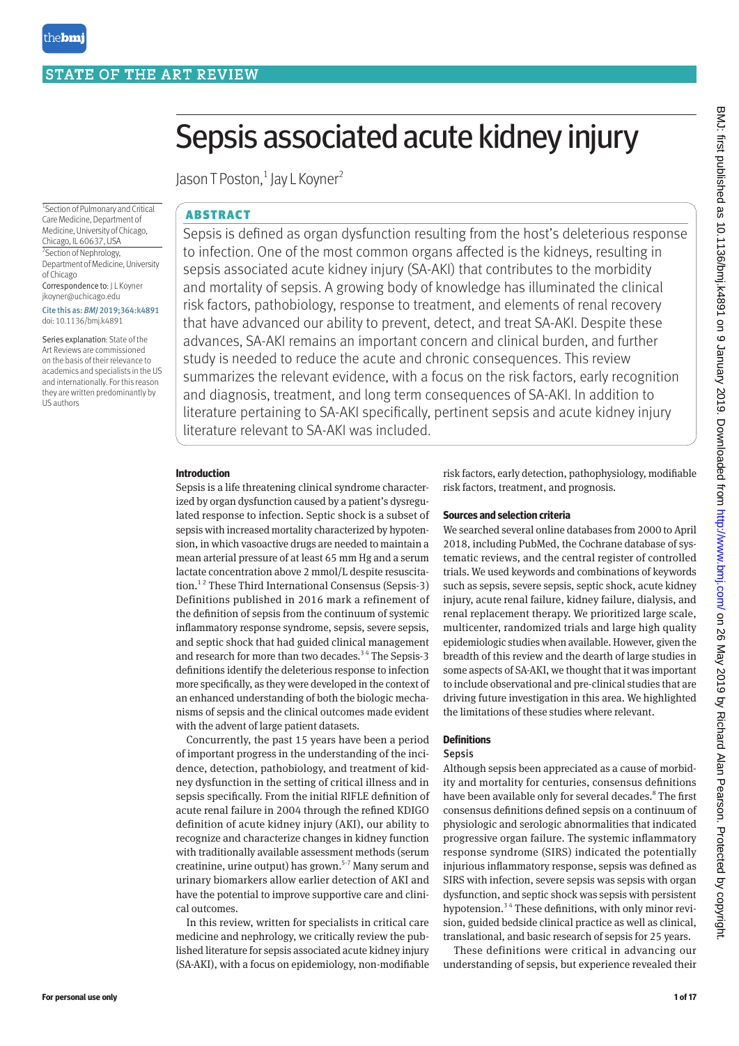STATE OF THE ART REVIEW

# Sepsis associated acute kidney injury

Jason T Poston,[1] Jay L Koyner[2]

[1]Section of Pulmonary and Critical Care Medicine, Department of Medicine, University of Chicago, Chicago, IL 60637, USA

[2]Section of Nephrology, Department of Medicine, University of Chicago

Correspondence to: J L Koyner jkoyner@uchicago.edu

Cite this as: *BMJ* 2019;364:k4891
doi: 10.1136/bmj.k4891

Series explanation: State of the Art Reviews are commissioned on the basis of their relevance to academics and specialists in the US and internationally. For this reason they are written predominantly by US authors

## ABSTRACT

Sepsis is defined as organ dysfunction resulting from the host's deleterious response to infection. One of the most common organs affected is the kidneys, resulting in sepsis associated acute kidney injury (SA-AKI) that contributes to the morbidity and mortality of sepsis. A growing body of knowledge has illuminated the clinical risk factors, pathobiology, response to treatment, and elements of renal recovery that have advanced our ability to prevent, detect, and treat SA-AKI. Despite these advances, SA-AKI remains an important concern and clinical burden, and further study is needed to reduce the acute and chronic consequences. This review summarizes the relevant evidence, with a focus on the risk factors, early recognition and diagnosis, treatment, and long term consequences of SA-AKI. In addition to literature pertaining to SA-AKI specifically, pertinent sepsis and acute kidney injury literature relevant to SA-AKI was included.

## Introduction

Sepsis is a life threatening clinical syndrome characterized by organ dysfunction caused by a patient's dysregulated response to infection. Septic shock is a subset of sepsis with increased mortality characterized by hypotension, in which vasoactive drugs are needed to maintain a mean arterial pressure of at least 65 mm Hg and a serum lactate concentration above 2 mmol/L despite resuscitation.[1,2] These Third International Consensus (Sepsis-3) Definitions published in 2016 mark a refinement of the definition of sepsis from the continuum of systemic inflammatory response syndrome, sepsis, severe sepsis, and septic shock that had guided clinical management and research for more than two decades.[3,4] The Sepsis-3 definitions identify the deleterious response to infection more specifically, as they were developed in the context of an enhanced understanding of both the biologic mechanisms of sepsis and the clinical outcomes made evident with the advent of large patient datasets.

Concurrently, the past 15 years have been a period of important progress in the understanding of the incidence, detection, pathobiology, and treatment of kidney dysfunction in the setting of critical illness and in sepsis specifically. From the initial RIFLE definition of acute renal failure in 2004 through the refined KDIGO definition of acute kidney injury (AKI), our ability to recognize and characterize changes in kidney function with traditionally available assessment methods (serum creatinine, urine output) has grown.[5-7] Many serum and urinary biomarkers allow earlier detection of AKI and have the potential to improve supportive care and clinical outcomes.

In this review, written for specialists in critical care medicine and nephrology, we critically review the published literature for sepsis associated acute kidney injury (SA-AKI), with a focus on epidemiology, non-modifiable risk factors, early detection, pathophysiology, modifiable risk factors, treatment, and prognosis.

## Sources and selection criteria

We searched several online databases from 2000 to April 2018, including PubMed, the Cochrane database of systematic reviews, and the central register of controlled trials. We used keywords and combinations of keywords such as sepsis, severe sepsis, septic shock, acute kidney injury, acute renal failure, kidney failure, dialysis, and renal replacement therapy. We prioritized large scale, multicenter, randomized trials and large high quality epidemiologic studies when available. However, given the breadth of this review and the dearth of large studies in some aspects of SA-AKI, we thought that it was important to include observational and pre-clinical studies that are driving future investigation in this area. We highlighted the limitations of these studies where relevant.

## Definitions

### Sepsis

Although sepsis been appreciated as a cause of morbidity and mortality for centuries, consensus definitions have been available only for several decades.[8] The first consensus definitions defined sepsis on a continuum of physiologic and serologic abnormalities that indicated progressive organ failure. The systemic inflammatory response syndrome (SIRS) indicated the potentially injurious inflammatory response, sepsis was defined as SIRS with infection, severe sepsis was sepsis with organ dysfunction, and septic shock was sepsis with persistent hypotension.[3,4] These definitions, with only minor revision, guided bedside clinical practice as well as clinical, translational, and basic research of sepsis for 25 years.

These definitions were critical in advancing our understanding of sepsis, but experience revealed their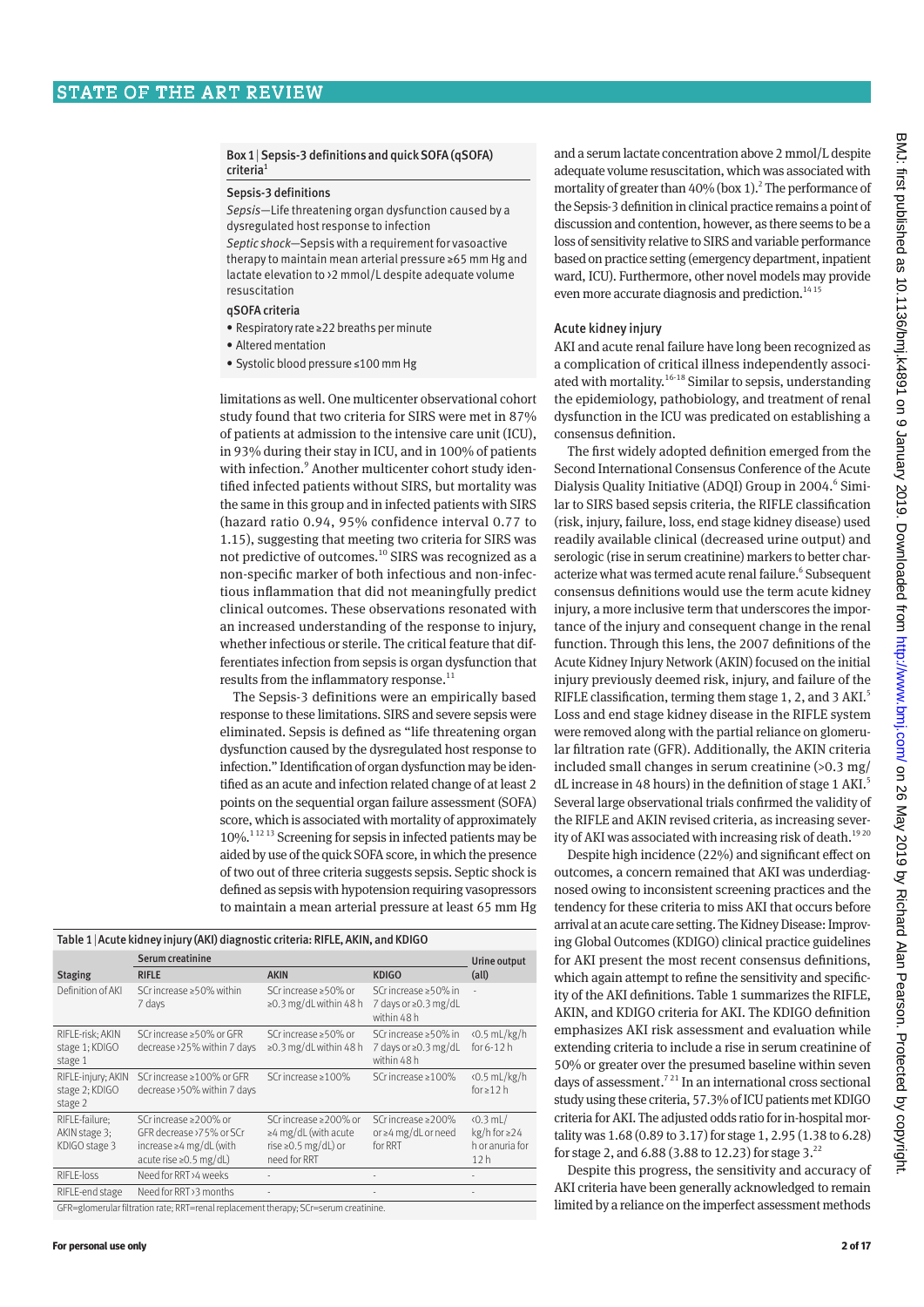**Box 1 | Sepsis-3 definitions and quick SOFA (qSOFA) criteria[1]**

**Sepsis-3 definitions**

*Sepsis*—Life threatening organ dysfunction caused by a dysregulated host response to infection

*Septic shock*—Sepsis with a requirement for vasoactive therapy to maintain mean arterial pressure ≥65 mm Hg and lactate elevation to >2 mmol/L despite adequate volume resuscitation

**qSOFA criteria**

- Respiratory rate ≥22 breaths per minute
- Altered mentation
- Systolic blood pressure ≤100 mm Hg

limitations as well. One multicenter observational cohort study found that two criteria for SIRS were met in 87% of patients at admission to the intensive care unit (ICU), in 93% during their stay in ICU, and in 100% of patients with infection.[9] Another multicenter cohort study identified infected patients without SIRS, but mortality was the same in this group and in infected patients with SIRS (hazard ratio 0.94, 95% confidence interval 0.77 to 1.15), suggesting that meeting two criteria for SIRS was not predictive of outcomes.[10] SIRS was recognized as a non-specific marker of both infectious and non-infectious inflammation that did not meaningfully predict clinical outcomes. These observations resonated with an increased understanding of the response to injury, whether infectious or sterile. The critical feature that differentiates infection from sepsis is organ dysfunction that results from the inflammatory response.[11]

The Sepsis-3 definitions were an empirically based response to these limitations. SIRS and severe sepsis were eliminated. Sepsis is defined as "life threatening organ dysfunction caused by the dysregulated host response to infection." Identification of organ dysfunction may be identified as an acute and infection related change of at least 2 points on the sequential organ failure assessment (SOFA) score, which is associated with mortality of approximately 10%.[1,12,13] Screening for sepsis in infected patients may be aided by use of the quick SOFA score, in which the presence of two out of three criteria suggests sepsis. Septic shock is defined as sepsis with hypotension requiring vasopressors to maintain a mean arterial pressure at least 65 mm Hg and a serum lactate concentration above 2 mmol/L despite adequate volume resuscitation, which was associated with mortality of greater than 40% (box 1).[2] The performance of the Sepsis-3 definition in clinical practice remains a point of discussion and contention, however, as there seems to be a loss of sensitivity relative to SIRS and variable performance based on practice setting (emergency department, inpatient ward, ICU). Furthermore, other novel models may provide even more accurate diagnosis and prediction.[14,15]

**Table 1 | Acute kidney injury (AKI) diagnostic criteria: RIFLE, AKIN, and KDIGO**

| | Serum creatinine | | | Urine output |
|---|---|---|---|---|
| Staging | RIFLE | AKIN | KDIGO | (all) |
| Definition of AKI | SCr increase ≥50% within 7 days | SCr increase ≥50% or ≥0.3 mg/dL within 48 h | SCr increase ≥50% in 7 days or ≥0.3 mg/dL within 48 h | - |
| RIFLE-risk; AKIN stage 1; KDIGO stage 1 | SCr increase ≥50% or GFR decrease >25% within 7 days | SCr increase ≥50% or ≥0.3 mg/dL within 48 h | SCr increase ≥50% in 7 days or ≥0.3 mg/dL within 48 h | <0.5 mL/kg/h for 6-12 h |
| RIFLE-injury; AKIN stage 2; KDIGO stage 2 | SCr increase ≥100% or GFR decrease >50% within 7 days | SCr increase ≥100% | SCr increase ≥100% | <0.5 mL/kg/h for ≥12 h |
| RIFLE-failure; AKIN stage 3; KDIGO stage 3 | SCr increase ≥200% or GFR decrease >75% or SCr increase ≥4 mg/dL (with acute rise ≥0.5 mg/dL) | SCr increase ≥200% or ≥4 mg/dL (with acute rise ≥0.5 mg/dL) or need for RRT | SCr increase ≥200% or ≥4 mg/dL or need for RRT | <0.3 mL/kg/h for ≥24 h or anuria for 12 h |
| RIFLE-loss | Need for RRT >4 weeks | - | - | - |
| RIFLE-end stage | Need for RRT >3 months | - | - | - |

GFR=glomerular filtration rate; RRT=renal replacement therapy; SCr=serum creatinine.

### Acute kidney injury

AKI and acute renal failure have long been recognized as a complication of critical illness independently associated with mortality.[16-18] Similar to sepsis, understanding the epidemiology, pathobiology, and treatment of renal dysfunction in the ICU was predicated on establishing a consensus definition.

The first widely adopted definition emerged from the Second International Consensus Conference of the Acute Dialysis Quality Initiative (ADQI) Group in 2004.[6] Similar to SIRS based sepsis criteria, the RIFLE classification (risk, injury, failure, loss, end stage kidney disease) used readily available clinical (decreased urine output) and serologic (rise in serum creatinine) markers to better characterize what was termed acute renal failure.[6] Subsequent consensus definitions would use the term acute kidney injury, a more inclusive term that underscores the importance of the injury and consequent change in the renal function. Through this lens, the 2007 definitions of the Acute Kidney Injury Network (AKIN) focused on the initial injury previously deemed risk, injury, and failure of the RIFLE classification, terming them stage 1, 2, and 3 AKI.[5] Loss and end stage kidney disease in the RIFLE system were removed along with the partial reliance on glomerular filtration rate (GFR). Additionally, the AKIN criteria included small changes in serum creatinine (>0.3 mg/dL increase in 48 hours) in the definition of stage 1 AKI.[5] Several large observational trials confirmed the validity of the RIFLE and AKIN revised criteria, as increasing severity of AKI was associated with increasing risk of death.[19,20]

Despite high incidence (22%) and significant effect on outcomes, a concern remained that AKI was underdiagnosed owing to inconsistent screening practices and the tendency for these criteria to miss AKI that occurs before arrival at an acute care setting. The Kidney Disease: Improving Global Outcomes (KDIGO) clinical practice guidelines for AKI present the most recent consensus definitions, which again attempt to refine the sensitivity and specificity of the AKI definitions. Table 1 summarizes the RIFLE, AKIN, and KDIGO criteria for AKI. The KDIGO definition emphasizes AKI risk assessment and evaluation while extending criteria to include a rise in serum creatinine of 50% or greater over the presumed baseline within seven days of assessment.[7,21] In an international cross sectional study using these criteria, 57.3% of ICU patients met KDIGO criteria for AKI. The adjusted odds ratio for in-hospital mortality was 1.68 (0.89 to 3.17) for stage 1, 2.95 (1.38 to 6.28) for stage 2, and 6.88 (3.88 to 12.23) for stage 3.[22]

Despite this progress, the sensitivity and accuracy of AKI criteria have been generally acknowledged to remain limited by a reliance on the imperfect assessment methods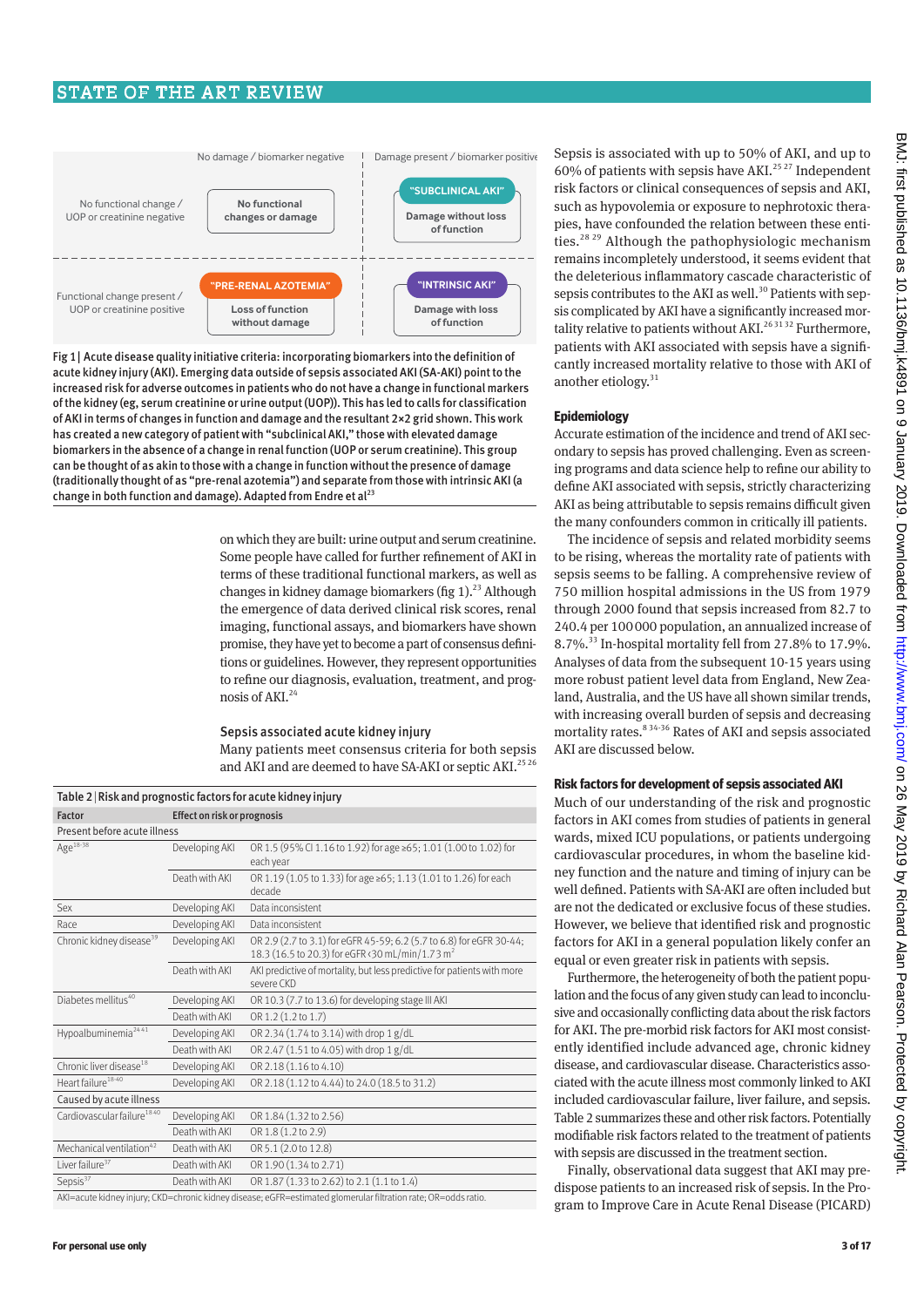| | No damage / biomarker negative | Damage present / biomarker positive |
|---|---|---|
| No functional change / UOP or creatinine negative | No functional changes or damage | "SUBCLINICAL AKI" Damage without loss of function |
| Functional change present / UOP or creatinine positive | "PRE-RENAL AZOTEMIA" Loss of function without damage | "INTRINSIC AKI" Damage with loss of function |

Fig 1 | Acute disease quality initiative criteria: incorporating biomarkers into the definition of acute kidney injury (AKI). Emerging data outside of sepsis associated AKI (SA-AKI) point to the increased risk for adverse outcomes in patients who do not have a change in functional markers of the kidney (eg, serum creatinine or urine output (UOP)). This has led to calls for classification of AKI in terms of changes in function and damage and the resultant 2×2 grid shown. This work has created a new category of patient with "subclinical AKI," those with elevated damage biomarkers in the absence of a change in renal function (UOP or serum creatinine). This group can be thought of as akin to those with a change in function without the presence of damage (traditionally thought of as "pre-renal azotemia") and separate from those with intrinsic AKI (a change in both function and damage). Adapted from Endre et al[23]

on which they are built: urine output and serum creatinine. Some people have called for further refinement of AKI in terms of these traditional functional markers, as well as changes in kidney damage biomarkers (fig 1).[23] Although the emergence of data derived clinical risk scores, renal imaging, functional assays, and biomarkers have shown promise, they have yet to become a part of consensus definitions or guidelines. However, they represent opportunities to refine our diagnosis, evaluation, treatment, and prognosis of AKI.[24]

## Sepsis associated acute kidney injury

Many patients meet consensus criteria for both sepsis and AKI and are deemed to have SA-AKI or septic AKI.[25 26]

Table 2 | Risk and prognostic factors for acute kidney injury

| Factor | Effect on risk or prognosis | |
|---|---|---|
| **Present before acute illness** | | |
| Age[18-38] | Developing AKI | OR 1.5 (95% CI 1.16 to 1.92) for age ≥65; 1.01 (1.00 to 1.02) for each year |
| | Death with AKI | OR 1.19 (1.05 to 1.33) for age ≥65; 1.13 (1.01 to 1.26) for each decade |
| Sex | Developing AKI | Data inconsistent |
| Race | Developing AKI | Data inconsistent |
| Chronic kidney disease[39] | Developing AKI | OR 2.9 (2.7 to 3.1) for eGFR 45-59; 6.2 (5.7 to 6.8) for eGFR 30-44; 18.3 (16.5 to 20.3) for eGFR <30 mL/min/1.73 m² |
| | Death with AKI | AKI predictive of mortality, but less predictive for patients with more severe CKD |
| Diabetes mellitus[40] | Developing AKI | OR 10.3 (7.7 to 13.6) for developing stage III AKI |
| | Death with AKI | OR 1.2 (1.2 to 1.7) |
| Hypoalbuminemia[24 41] | Developing AKI | OR 2.34 (1.74 to 3.14) with drop 1 g/dL |
| | Death with AKI | OR 2.47 (1.51 to 4.05) with drop 1 g/dL |
| Chronic liver disease[18] | Developing AKI | OR 2.18 (1.16 to 4.10) |
| Heart failure[18-40] | Developing AKI | OR 2.18 (1.12 to 4.44) to 24.0 (18.5 to 31.2) |
| **Caused by acute illness** | | |
| Cardiovascular failure[18 40] | Developing AKI | OR 1.84 (1.32 to 2.56) |
| | Death with AKI | OR 1.8 (1.2 to 2.9) |
| Mechanical ventilation[42] | Death with AKI | OR 5.1 (2.0 to 12.8) |
| Liver failure[37] | Death with AKI | OR 1.90 (1.34 to 2.71) |
| Sepsis[37] | Death with AKI | OR 1.87 (1.33 to 2.62) to 2.1 (1.1 to 1.4) |

AKI=acute kidney injury; CKD=chronic kidney disease; eGFR=estimated glomerular filtration rate; OR=odds ratio.

Sepsis is associated with up to 50% of AKI, and up to 60% of patients with sepsis have AKI.[25 27] Independent risk factors or clinical consequences of sepsis and AKI, such as hypovolemia or exposure to nephrotoxic therapies, have confounded the relation between these entities.[28 29] Although the pathophysiologic mechanism remains incompletely understood, it seems evident that the deleterious inflammatory cascade characteristic of sepsis contributes to the AKI as well.[30] Patients with sepsis complicated by AKI have a significantly increased mortality relative to patients without AKI.[26 31 32] Furthermore, patients with AKI associated with sepsis have a significantly increased mortality relative to those with AKI of another etiology.[31]

### Epidemiology

Accurate estimation of the incidence and trend of AKI secondary to sepsis has proved challenging. Even as screening programs and data science help to refine our ability to define AKI associated with sepsis, strictly characterizing AKI as being attributable to sepsis remains difficult given the many confounders common in critically ill patients.

The incidence of sepsis and related morbidity seems to be rising, whereas the mortality rate of patients with sepsis seems to be falling. A comprehensive review of 750 million hospital admissions in the US from 1979 through 2000 found that sepsis increased from 82.7 to 240.4 per 100 000 population, an annualized increase of 8.7%.[33] In-hospital mortality fell from 27.8% to 17.9%. Analyses of data from the subsequent 10-15 years using more robust patient level data from England, New Zealand, Australia, and the US have all shown similar trends, with increasing overall burden of sepsis and decreasing mortality rates.[8 34-36] Rates of AKI and sepsis associated AKI are discussed below.

### Risk factors for development of sepsis associated AKI

Much of our understanding of the risk and prognostic factors in AKI comes from studies of patients in general wards, mixed ICU populations, or patients undergoing cardiovascular procedures, in whom the baseline kidney function and the nature and timing of injury can be well defined. Patients with SA-AKI are often included but are not the dedicated or exclusive focus of these studies. However, we believe that identified risk and prognostic factors for AKI in a general population likely confer an equal or even greater risk in patients with sepsis.

Furthermore, the heterogeneity of both the patient population and the focus of any given study can lead to inconclusive and occasionally conflicting data about the risk factors for AKI. The pre-morbid risk factors for AKI most consistently identified include advanced age, chronic kidney disease, and cardiovascular disease. Characteristics associated with the acute illness most commonly linked to AKI included cardiovascular failure, liver failure, and sepsis. Table 2 summarizes these and other risk factors. Potentially modifiable risk factors related to the treatment of patients with sepsis are discussed in the treatment section.

Finally, observational data suggest that AKI may predispose patients to an increased risk of sepsis. In the Program to Improve Care in Acute Renal Disease (PICARD)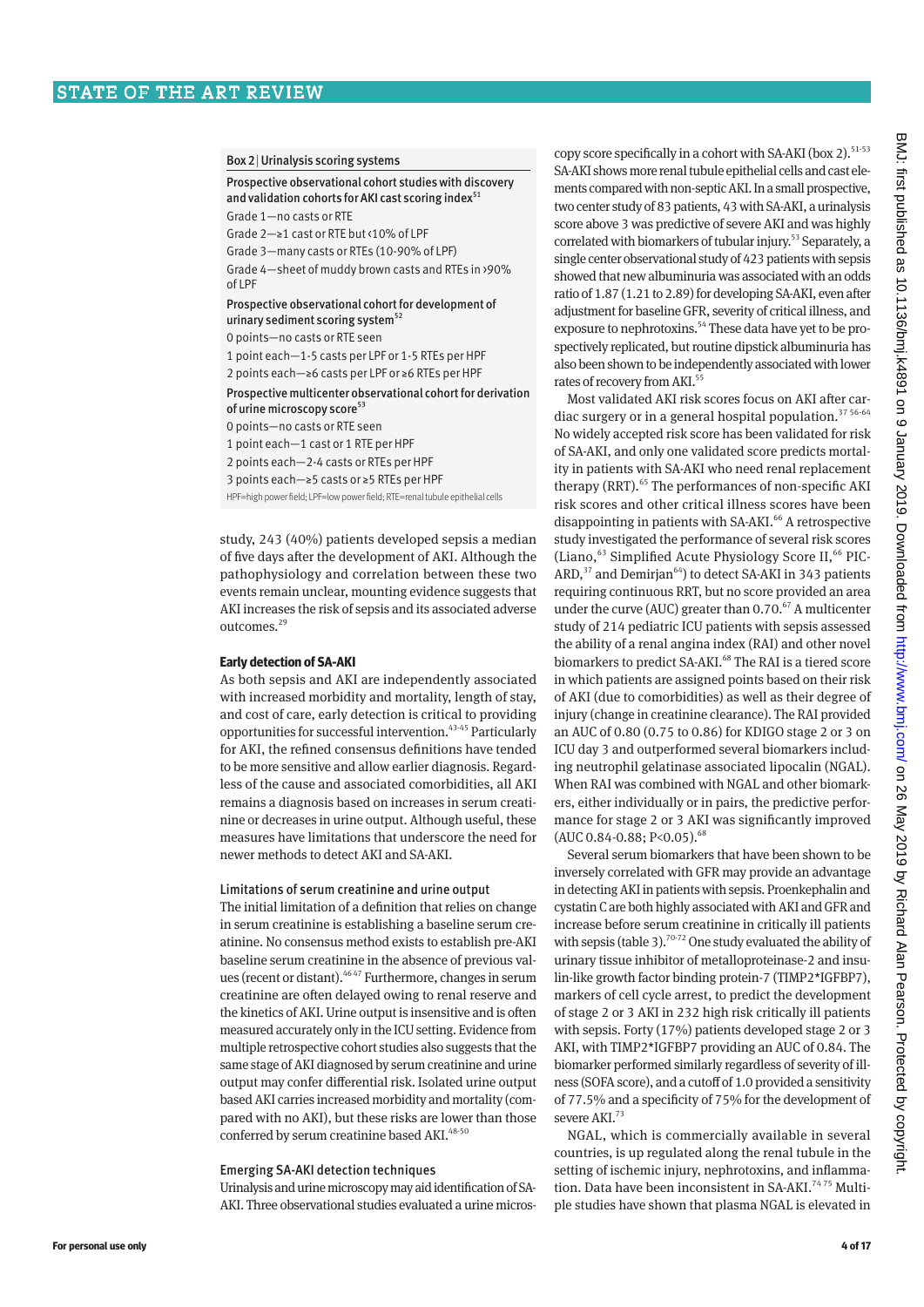### Box 2 | Urinalysis scoring systems

**Prospective observational cohort studies with discovery and validation cohorts for AKI cast scoring index[51]**

Grade 1—no casts or RTE

Grade 2—≥1 cast or RTE but <10% of LPF

Grade 3—many casts or RTEs (10-90% of LPF)

Grade 4—sheet of muddy brown casts and RTEs in >90% of LPF

**Prospective observational cohort for development of urinary sediment scoring system[52]**

0 points—no casts or RTE seen

1 point each—1-5 casts per LPF or 1-5 RTEs per HPF

2 points each—≥6 casts per LPF or ≥6 RTEs per HPF

**Prospective multicenter observational cohort for derivation of urine microscopy score[53]**

0 points—no casts or RTE seen

1 point each—1 cast or 1 RTE per HPF

2 points each—2-4 casts or RTEs per HPF

3 points each—≥5 casts or ≥5 RTEs per HPF

HPF=high power field; LPF=low power field; RTE=renal tubule epithelial cells

study, 243 (40%) patients developed sepsis a median of five days after the development of AKI. Although the pathophysiology and correlation between these two events remain unclear, mounting evidence suggests that AKI increases the risk of sepsis and its associated adverse outcomes.[29]

#### Early detection of SA-AKI

As both sepsis and AKI are independently associated with increased morbidity and mortality, length of stay, and cost of care, early detection is critical to providing opportunities for successful intervention.[43-45] Particularly for AKI, the refined consensus definitions have tended to be more sensitive and allow earlier diagnosis. Regardless of the cause and associated comorbidities, all AKI remains a diagnosis based on increases in serum creatinine or decreases in urine output. Although useful, these measures have limitations that underscore the need for newer methods to detect AKI and SA-AKI.

##### Limitations of serum creatinine and urine output

The initial limitation of a definition that relies on change in serum creatinine is establishing a baseline serum creatinine. No consensus method exists to establish pre-AKI baseline serum creatinine in the absence of previous values (recent or distant).[46,47] Furthermore, changes in serum creatinine are often delayed owing to renal reserve and the kinetics of AKI. Urine output is insensitive and is often measured accurately only in the ICU setting. Evidence from multiple retrospective cohort studies also suggests that the same stage of AKI diagnosed by serum creatinine and urine output may confer differential risk. Isolated urine output based AKI carries increased morbidity and mortality (compared with no AKI), but these risks are lower than those conferred by serum creatinine based AKI.[48-50]

##### Emerging SA-AKI detection techniques

Urinalysis and urine microscopy may aid identification of SA-AKI. Three observational studies evaluated a urine microscopy score specifically in a cohort with SA-AKI (box 2).[51-53] SA-AKI shows more renal tubule epithelial cells and cast elements compared with non-septic AKI. In a small prospective, two center study of 83 patients, 43 with SA-AKI, a urinalysis score above 3 was predictive of severe AKI and was highly correlated with biomarkers of tubular injury.[53] Separately, a single center observational study of 423 patients with sepsis showed that new albuminuria was associated with an odds ratio of 1.87 (1.21 to 2.89) for developing SA-AKI, even after adjustment for baseline GFR, severity of critical illness, and exposure to nephrotoxins.[54] These data have yet to be prospectively replicated, but routine dipstick albuminuria has also been shown to be independently associated with lower rates of recovery from AKI.[55]

Most validated AKI risk scores focus on AKI after cardiac surgery or in a general hospital population.[37,56-64] No widely accepted risk score has been validated for risk of SA-AKI, and only one validated score predicts mortality in patients with SA-AKI who need renal replacement therapy (RRT).[65] The performances of non-specific AKI risk scores and other critical illness scores have been disappointing in patients with SA-AKI.[66] A retrospective study investigated the performance of several risk scores (Liano,[63] Simplified Acute Physiology Score II,[66] PICARD,[37] and Demirjan[64]) to detect SA-AKI in 343 patients requiring continuous RRT, but no score provided an area under the curve (AUC) greater than 0.70.[67] A multicenter study of 214 pediatric ICU patients with sepsis assessed the ability of a renal angina index (RAI) and other novel biomarkers to predict SA-AKI.[68] The RAI is a tiered score in which patients are assigned points based on their risk of AKI (due to comorbidities) as well as their degree of injury (change in creatinine clearance). The RAI provided an AUC of 0.80 (0.75 to 0.86) for KDIGO stage 2 or 3 on ICU day 3 and outperformed several biomarkers including neutrophil gelatinase associated lipocalin (NGAL). When RAI was combined with NGAL and other biomarkers, either individually or in pairs, the predictive performance for stage 2 or 3 AKI was significantly improved (AUC 0.84-0.88; $P<0.05$).[68]

Several serum biomarkers that have been shown to be inversely correlated with GFR may provide an advantage in detecting AKI in patients with sepsis. Proenkephalin and cystatin C are both highly associated with AKI and GFR and increase before serum creatinine in critically ill patients with sepsis (table 3).[70-72] One study evaluated the ability of urinary tissue inhibitor of metalloproteinase-2 and insulin-like growth factor binding protein-7 (TIMP2*IGFBP7), markers of cell cycle arrest, to predict the development of stage 2 or 3 AKI in 232 high risk critically ill patients with sepsis. Forty (17%) patients developed stage 2 or 3 AKI, with TIMP2*IGFBP7 providing an AUC of 0.84. The biomarker performed similarly regardless of severity of illness (SOFA score), and a cutoff of 1.0 provided a sensitivity of 77.5% and a specificity of 75% for the development of severe AKI.[73]

NGAL, which is commercially available in several countries, is up regulated along the renal tubule in the setting of ischemic injury, nephrotoxins, and inflammation. Data have been inconsistent in SA-AKI.[74,75] Multiple studies have shown that plasma NGAL is elevated in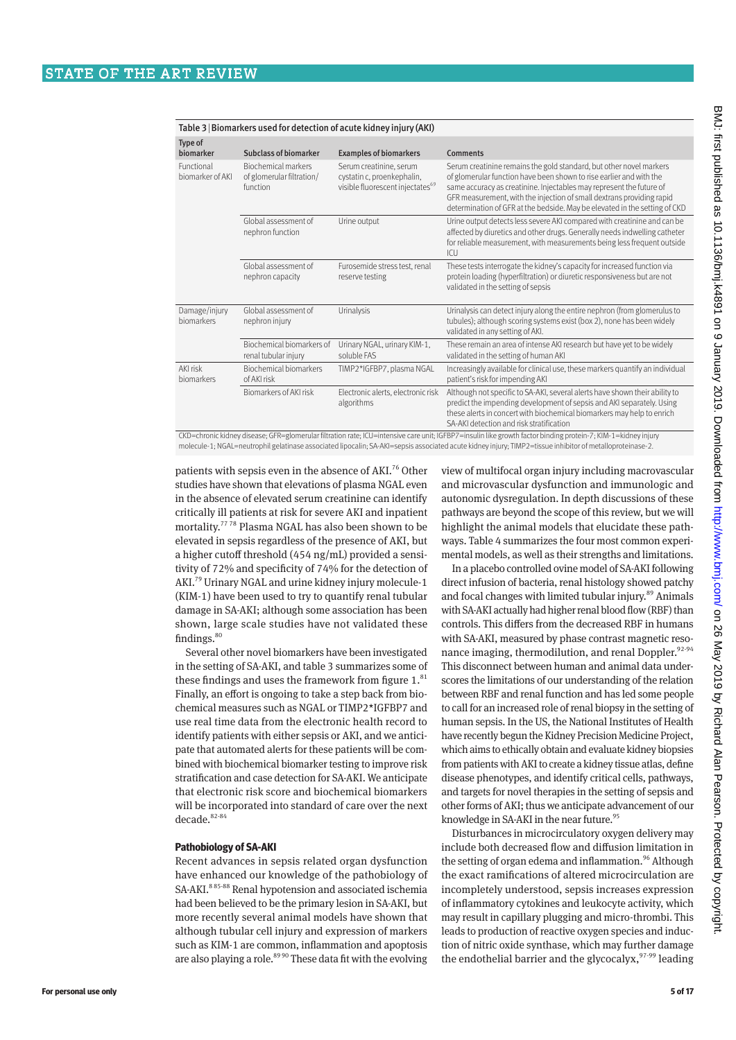Table 3 | Biomarkers used for detection of acute kidney injury (AKI)

| Type of biomarker | Subclass of biomarker | Examples of biomarkers | Comments |
|---|---|---|---|
| Functional biomarker of AKI | Biochemical markers of glomerular filtration/function | Serum creatinine, serum cystatin c, proenkephalin, visible fluorescent injectates[69] | Serum creatinine remains the gold standard, but other novel markers of glomerular function have been shown to rise earlier and with the same accuracy as creatinine. Injectables may represent the future of GFR measurement, with the injection of small dextrans providing rapid determination of GFR at the bedside. May be elevated in the setting of CKD |
| | Global assessment of nephron function | Urine output | Urine output detects less severe AKI compared with creatinine and can be affected by diuretics and other drugs. Generally needs indwelling catheter for reliable measurement, with measurements being less frequent outside ICU |
| | Global assessment of nephron capacity | Furosemide stress test, renal reserve testing | These tests interrogate the kidney's capacity for increased function via protein loading (hyperfiltration) or diuretic responsiveness but are not validated in the setting of sepsis |
| Damage/injury biomarkers | Global assessment of nephron injury | Urinalysis | Urinalysis can detect injury along the entire nephron (from glomerulus to tubules); although scoring systems exist (box 2), none has been widely validated in any setting of AKI. |
| | Biochemical biomarkers of renal tubular injury | Urinary NGAL, urinary KIM-1, soluble FAS | These remain an area of intense AKI research but have yet to be widely validated in the setting of human AKI |
| AKI risk biomarkers | Biochemical biomarkers of AKI risk | TIMP2*IGFBP7, plasma NGAL | Increasingly available for clinical use, these markers quantify an individual patient's risk for impending AKI |
| | Biomarkers of AKI risk | Electronic alerts, electronic risk algorithms | Although not specific to SA-AKI, several alerts have shown their ability to predict the impending development of sepsis and AKI separately. Using these alerts in concert with biochemical biomarkers may help to enrich SA-AKI detection and risk stratification |

CKD=chronic kidney disease; GFR=glomerular filtration rate; ICU=intensive care unit; IGFBP7=insulin like growth factor binding protein-7; KIM-1=kidney injury molecule-1; NGAL=neutrophil gelatinase associated lipocalin; SA-AKI=sepsis associated acute kidney injury; TIMP2=tissue inhibitor of metalloproteinase-2.

patients with sepsis even in the absence of AKI.[76] Other studies have shown that elevations of plasma NGAL even in the absence of elevated serum creatinine can identify critically ill patients at risk for severe AKI and inpatient mortality.[77 78] Plasma NGAL has also been shown to be elevated in sepsis regardless of the presence of AKI, but a higher cutoff threshold (454 ng/mL) provided a sensitivity of 72% and specificity of 74% for the detection of AKI.[79] Urinary NGAL and urine kidney injury molecule-1 (KIM-1) have been used to try to quantify renal tubular damage in SA-AKI; although some association has been shown, large scale studies have not validated these findings.[80]

Several other novel biomarkers have been investigated in the setting of SA-AKI, and table 3 summarizes some of these findings and uses the framework from figure 1.[81] Finally, an effort is ongoing to take a step back from biochemical measures such as NGAL or TIMP2*IGFBP7 and use real time data from the electronic health record to identify patients with either sepsis or AKI, and we anticipate that automated alerts for these patients will be combined with biochemical biomarker testing to improve risk stratification and case detection for SA-AKI. We anticipate that electronic risk score and biochemical biomarkers will be incorporated into standard of care over the next decade.[82-84]

### Pathobiology of SA-AKI

Recent advances in sepsis related organ dysfunction have enhanced our knowledge of the pathobiology of SA-AKI.[8 85-88] Renal hypotension and associated ischemia had been believed to be the primary lesion in SA-AKI, but more recently several animal models have shown that although tubular cell injury and expression of markers such as KIM-1 are common, inflammation and apoptosis are also playing a role.[89 90] These data fit with the evolving view of multifocal organ injury including macrovascular and microvascular dysfunction and immunologic and autonomic dysregulation. In depth discussions of these pathways are beyond the scope of this review, but we will highlight the animal models that elucidate these pathways. Table 4 summarizes the four most common experimental models, as well as their strengths and limitations.

In a placebo controlled ovine model of SA-AKI following direct infusion of bacteria, renal histology showed patchy and focal changes with limited tubular injury.[89] Animals with SA-AKI actually had higher renal blood flow (RBF) than controls. This differs from the decreased RBF in humans with SA-AKI, measured by phase contrast magnetic resonance imaging, thermodilution, and renal Doppler.[92-94] This disconnect between human and animal data underscores the limitations of our understanding of the relation between RBF and renal function and has led some people to call for an increased role of renal biopsy in the setting of human sepsis. In the US, the National Institutes of Health have recently begun the Kidney Precision Medicine Project, which aims to ethically obtain and evaluate kidney biopsies from patients with AKI to create a kidney tissue atlas, define disease phenotypes, and identify critical cells, pathways, and targets for novel therapies in the setting of sepsis and other forms of AKI; thus we anticipate advancement of our knowledge in SA-AKI in the near future.[95]

Disturbances in microcirculatory oxygen delivery may include both decreased flow and diffusion limitation in the setting of organ edema and inflammation.[96] Although the exact ramifications of altered microcirculation are incompletely understood, sepsis increases expression of inflammatory cytokines and leukocyte activity, which may result in capillary plugging and micro-thrombi. This leads to production of reactive oxygen species and induction of nitric oxide synthase, which may further damage the endothelial barrier and the glycocalyx,[97-99] leading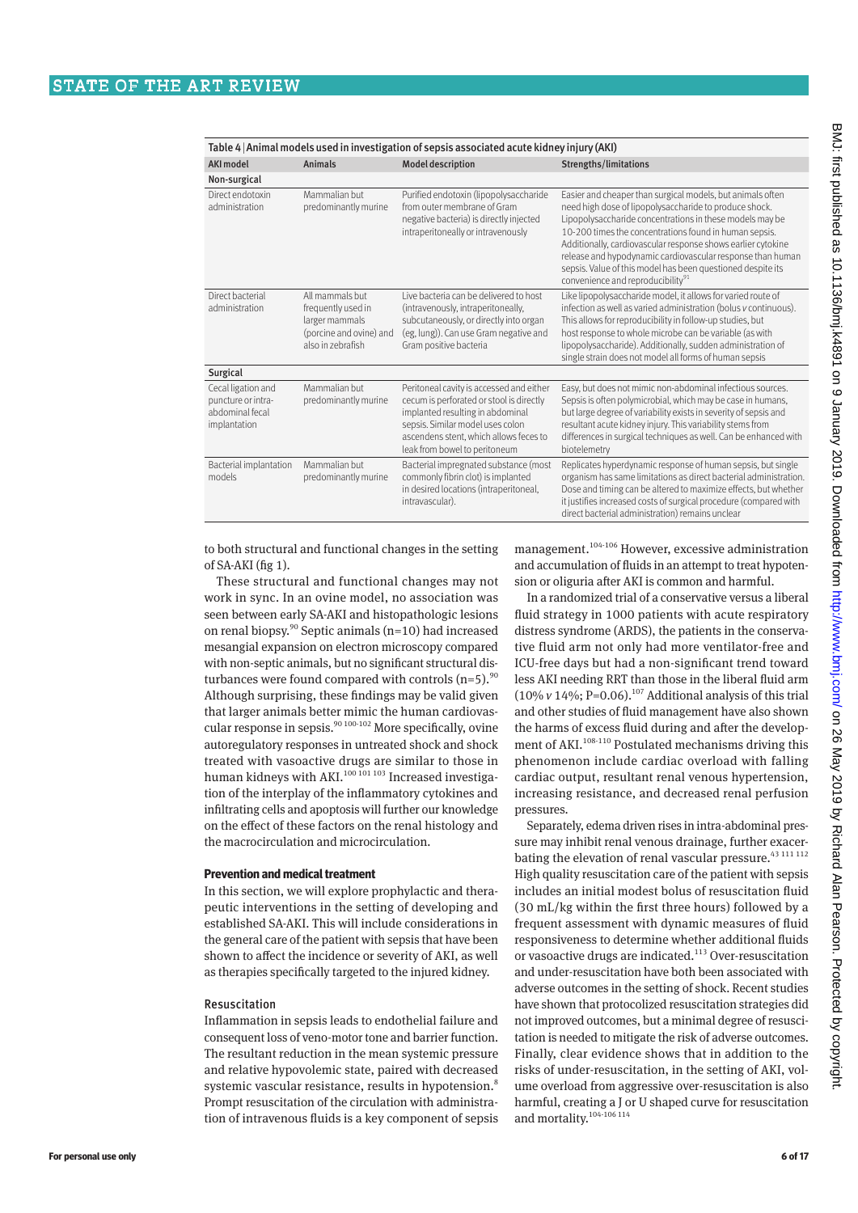Table 4 | Animal models used in investigation of sepsis associated acute kidney injury (AKI)

| AKI model | Animals | Model description | Strengths/limitations |
|---|---|---|---|
| **Non-surgical** | | | |
| Direct endotoxin administration | Mammalian but predominantly murine | Purified endotoxin (lipopolysaccharide from outer membrane of Gram negative bacteria) is directly injected intraperitoneally or intravenously | Easier and cheaper than surgical models, but animals often need high dose of lipopolysaccharide to produce shock. Lipopolysaccharide concentrations in these models may be 10-200 times the concentrations found in human sepsis. Additionally, cardiovascular response shows earlier cytokine release and hypodynamic cardiovascular response than human sepsis. Value of this model has been questioned despite its convenience and reproducibility[91] |
| Direct bacterial administration | All mammals but frequently used in larger mammals (porcine and ovine) and also in zebrafish | Live bacteria can be delivered to host (intravenously, intraperitoneally, subcutaneously, or directly into organ (eg, lung)). Can use Gram negative and Gram positive bacteria | Like lipopolysaccharide model, it allows for varied route of infection as well as varied administration (bolus *v* continuous). This allows for reproducibility in follow-up studies, but host response to whole microbe can be variable (as with lipopolysaccharide). Additionally, sudden administration of single strain does not model all forms of human sepsis |
| **Surgical** | | | |
| Cecal ligation and puncture or intra-abdominal fecal implantation | Mammalian but predominantly murine | Peritoneal cavity is accessed and either cecum is perforated or stool is directly implanted resulting in abdominal sepsis. Similar model uses colon ascendens stent, which allows feces to leak from bowel to peritoneum | Easy, but does not mimic non-abdominal infectious sources. Sepsis is often polymicrobial, which may be case in humans, but large degree of variability exists in severity of sepsis and resultant acute kidney injury. This variability stems from differences in surgical techniques as well. Can be enhanced with biotelemetry |
| Bacterial implantation models | Mammalian but predominantly murine | Bacterial impregnated substance (most commonly fibrin clot) is implanted in desired locations (intraperitoneal, intravascular). | Replicates hyperdynamic response of human sepsis, but single organism has same limitations as direct bacterial administration. Dose and timing can be altered to maximize effects, but whether it justifies increased costs of surgical procedure (compared with direct bacterial administration) remains unclear |

to both structural and functional changes in the setting of SA-AKI (fig 1).

These structural and functional changes may not work in sync. In an ovine model, no association was seen between early SA-AKI and histopathologic lesions on renal biopsy.[90] Septic animals (n=10) had increased mesangial expansion on electron microscopy compared with non-septic animals, but no significant structural disturbances were found compared with controls (n=5).[90] Although surprising, these findings may be valid given that larger animals better mimic the human cardiovascular response in sepsis.[90,100-102] More specifically, ovine autoregulatory responses in untreated shock and shock treated with vasoactive drugs are similar to those in human kidneys with AKI.[100,101,103] Increased investigation of the interplay of the inflammatory cytokines and infiltrating cells and apoptosis will further our knowledge on the effect of these factors on the renal histology and the macrocirculation and microcirculation.

## Prevention and medical treatment

In this section, we will explore prophylactic and therapeutic interventions in the setting of developing and established SA-AKI. This will include considerations in the general care of the patient with sepsis that have been shown to affect the incidence or severity of AKI, as well as therapies specifically targeted to the injured kidney.

### Resuscitation

Inflammation in sepsis leads to endothelial failure and consequent loss of veno-motor tone and barrier function. The resultant reduction in the mean systemic pressure and relative hypovolemic state, paired with decreased systemic vascular resistance, results in hypotension.[8] Prompt resuscitation of the circulation with administration of intravenous fluids is a key component of sepsis management.[104-106] However, excessive administration and accumulation of fluids in an attempt to treat hypotension or oliguria after AKI is common and harmful.

In a randomized trial of a conservative versus a liberal fluid strategy in 1000 patients with acute respiratory distress syndrome (ARDS), the patients in the conservative fluid arm not only had more ventilator-free and ICU-free days but had a non-significant trend toward less AKI needing RRT than those in the liberal fluid arm (10% *v* 14%; P=0.06).[107] Additional analysis of this trial and other studies of fluid management have also shown the harms of excess fluid during and after the development of AKI.[108-110] Postulated mechanisms driving this phenomenon include cardiac overload with falling cardiac output, resultant renal venous hypertension, increasing resistance, and decreased renal perfusion pressures.

Separately, edema driven rises in intra-abdominal pressure may inhibit renal venous drainage, further exacerbating the elevation of renal vascular pressure.[43,111,112] High quality resuscitation care of the patient with sepsis includes an initial modest bolus of resuscitation fluid (30 mL/kg within the first three hours) followed by a frequent assessment with dynamic measures of fluid responsiveness to determine whether additional fluids or vasoactive drugs are indicated.[113] Over-resuscitation and under-resuscitation have both been associated with adverse outcomes in the setting of shock. Recent studies have shown that protocolized resuscitation strategies did not improved outcomes, but a minimal degree of resuscitation is needed to mitigate the risk of adverse outcomes. Finally, clear evidence shows that in addition to the risks of under-resuscitation, in the setting of AKI, volume overload from aggressive over-resuscitation is also harmful, creating a J or U shaped curve for resuscitation and mortality.[104-106,114]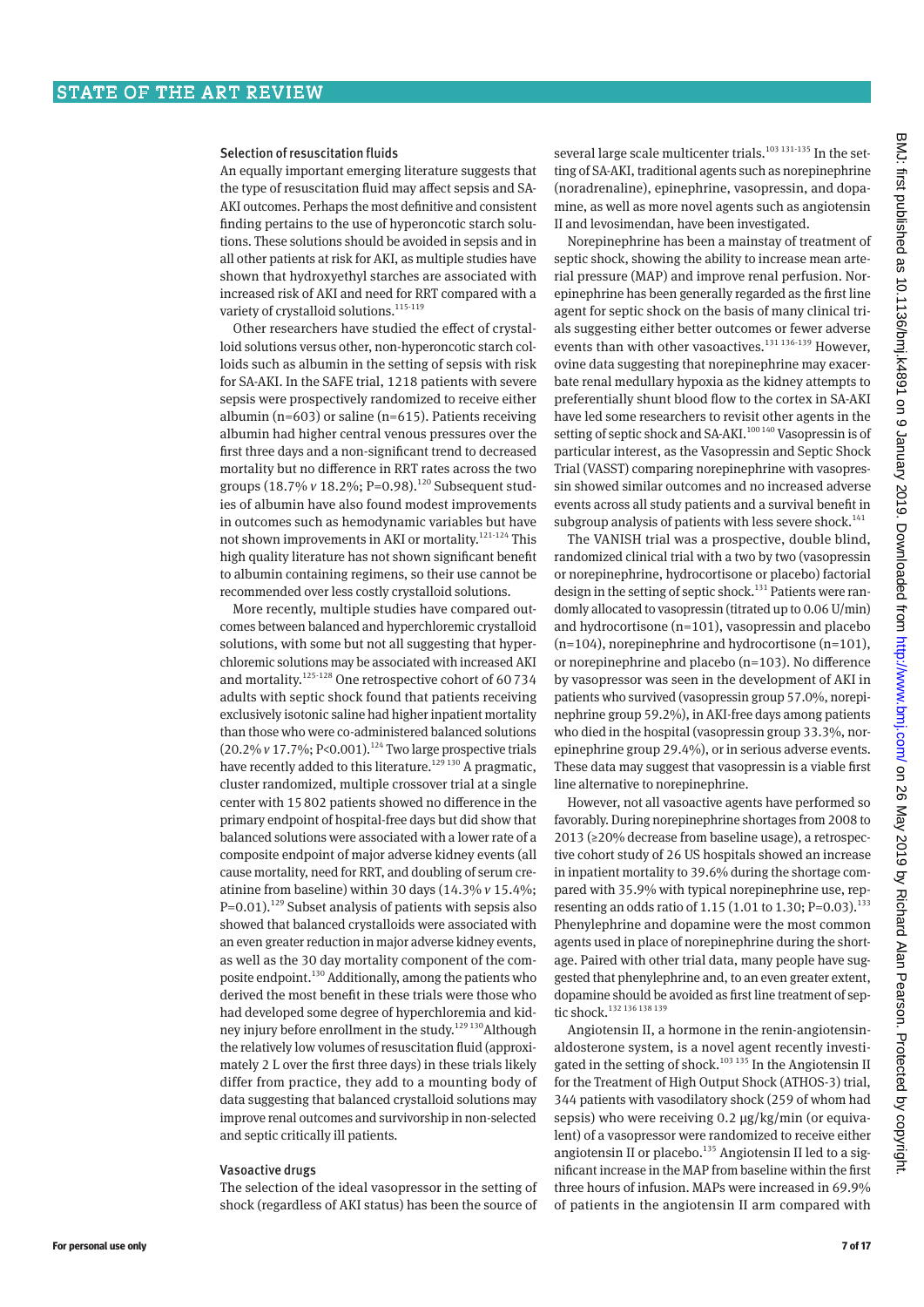### Selection of resuscitation fluids

An equally important emerging literature suggests that the type of resuscitation fluid may affect sepsis and SA-AKI outcomes. Perhaps the most definitive and consistent finding pertains to the use of hyperoncotic starch solutions. These solutions should be avoided in sepsis and in all other patients at risk for AKI, as multiple studies have shown that hydroxyethyl starches are associated with increased risk of AKI and need for RRT compared with a variety of crystalloid solutions.[115-119]

Other researchers have studied the effect of crystalloid solutions versus other, non-hyperoncotic starch colloids such as albumin in the setting of sepsis with risk for SA-AKI. In the SAFE trial, 1218 patients with severe sepsis were prospectively randomized to receive either albumin (n=603) or saline (n=615). Patients receiving albumin had higher central venous pressures over the first three days and a non-significant trend to decreased mortality but no difference in RRT rates across the two groups (18.7% *v* 18.2%; P=0.98).[120] Subsequent studies of albumin have also found modest improvements in outcomes such as hemodynamic variables but have not shown improvements in AKI or mortality.[121-124] This high quality literature has not shown significant benefit to albumin containing regimens, so their use cannot be recommended over less costly crystalloid solutions.

More recently, multiple studies have compared outcomes between balanced and hyperchloremic crystalloid solutions, with some but not all suggesting that hyperchloremic solutions may be associated with increased AKI and mortality.[125-128] One retrospective cohort of 60 734 adults with septic shock found that patients receiving exclusively isotonic saline had higher inpatient mortality than those who were co-administered balanced solutions (20.2% *v* 17.7%; P<0.001).[124] Two large prospective trials have recently added to this literature.[129 130] A pragmatic, cluster randomized, multiple crossover trial at a single center with 15 802 patients showed no difference in the primary endpoint of hospital-free days but did show that balanced solutions were associated with a lower rate of a composite endpoint of major adverse kidney events (all cause mortality, need for RRT, and doubling of serum creatinine from baseline) within 30 days (14.3% *v* 15.4%; P=0.01).[129] Subset analysis of patients with sepsis also showed that balanced crystalloids were associated with an even greater reduction in major adverse kidney events, as well as the 30 day mortality component of the composite endpoint.[130] Additionally, among the patients who derived the most benefit in these trials were those who had developed some degree of hyperchloremia and kidney injury before enrollment in the study.[129 130] Although the relatively low volumes of resuscitation fluid (approximately 2 L over the first three days) in these trials likely differ from practice, they add to a mounting body of data suggesting that balanced crystalloid solutions may improve renal outcomes and survivorship in non-selected and septic critically ill patients.

### Vasoactive drugs

The selection of the ideal vasopressor in the setting of shock (regardless of AKI status) has been the source of several large scale multicenter trials.[103 131-135] In the setting of SA-AKI, traditional agents such as norepinephrine (noradrenaline), epinephrine, vasopressin, and dopamine, as well as more novel agents such as angiotensin II and levosimendan, have been investigated.

Norepinephrine has been a mainstay of treatment of septic shock, showing the ability to increase mean arterial pressure (MAP) and improve renal perfusion. Norepinephrine has been generally regarded as the first line agent for septic shock on the basis of many clinical trials suggesting either better outcomes or fewer adverse events than with other vasoactives.[131 136-139] However, ovine data suggesting that norepinephrine may exacerbate renal medullary hypoxia as the kidney attempts to preferentially shunt blood flow to the cortex in SA-AKI have led some researchers to revisit other agents in the setting of septic shock and SA-AKI.[100 140] Vasopressin is of particular interest, as the Vasopressin and Septic Shock Trial (VASST) comparing norepinephrine with vasopressin showed similar outcomes and no increased adverse events across all study patients and a survival benefit in subgroup analysis of patients with less severe shock.[141]

The VANISH trial was a prospective, double blind, randomized clinical trial with a two by two (vasopressin or norepinephrine, hydrocortisone or placebo) factorial design in the setting of septic shock.[131] Patients were randomly allocated to vasopressin (titrated up to 0.06 U/min) and hydrocortisone (n=101), vasopressin and placebo (n=104), norepinephrine and hydrocortisone (n=101), or norepinephrine and placebo (n=103). No difference by vasopressor was seen in the development of AKI in patients who survived (vasopressin group 57.0%, norepinephrine group 59.2%), in AKI-free days among patients who died in the hospital (vasopressin group 33.3%, norepinephrine group 29.4%), or in serious adverse events. These data may suggest that vasopressin is a viable first line alternative to norepinephrine.

However, not all vasoactive agents have performed so favorably. During norepinephrine shortages from 2008 to 2013 (≥20% decrease from baseline usage), a retrospective cohort study of 26 US hospitals showed an increase in inpatient mortality to 39.6% during the shortage compared with 35.9% with typical norepinephrine use, representing an odds ratio of 1.15 (1.01 to 1.30; P=0.03).[133] Phenylephrine and dopamine were the most common agents used in place of norepinephrine during the shortage. Paired with other trial data, many people have suggested that phenylephrine and, to an even greater extent, dopamine should be avoided as first line treatment of septic shock.[132 136 138 139]

Angiotensin II, a hormone in the renin-angiotensin-aldosterone system, is a novel agent recently investigated in the setting of shock.[103 135] In the Angiotensin II for the Treatment of High Output Shock (ATHOS-3) trial, 344 patients with vasodilatory shock (259 of whom had sepsis) who were receiving 0.2 μg/kg/min (or equivalent) of a vasopressor were randomized to receive either angiotensin II or placebo.[135] Angiotensin II led to a significant increase in the MAP from baseline within the first three hours of infusion. MAPs were increased in 69.9% of patients in the angiotensin II arm compared with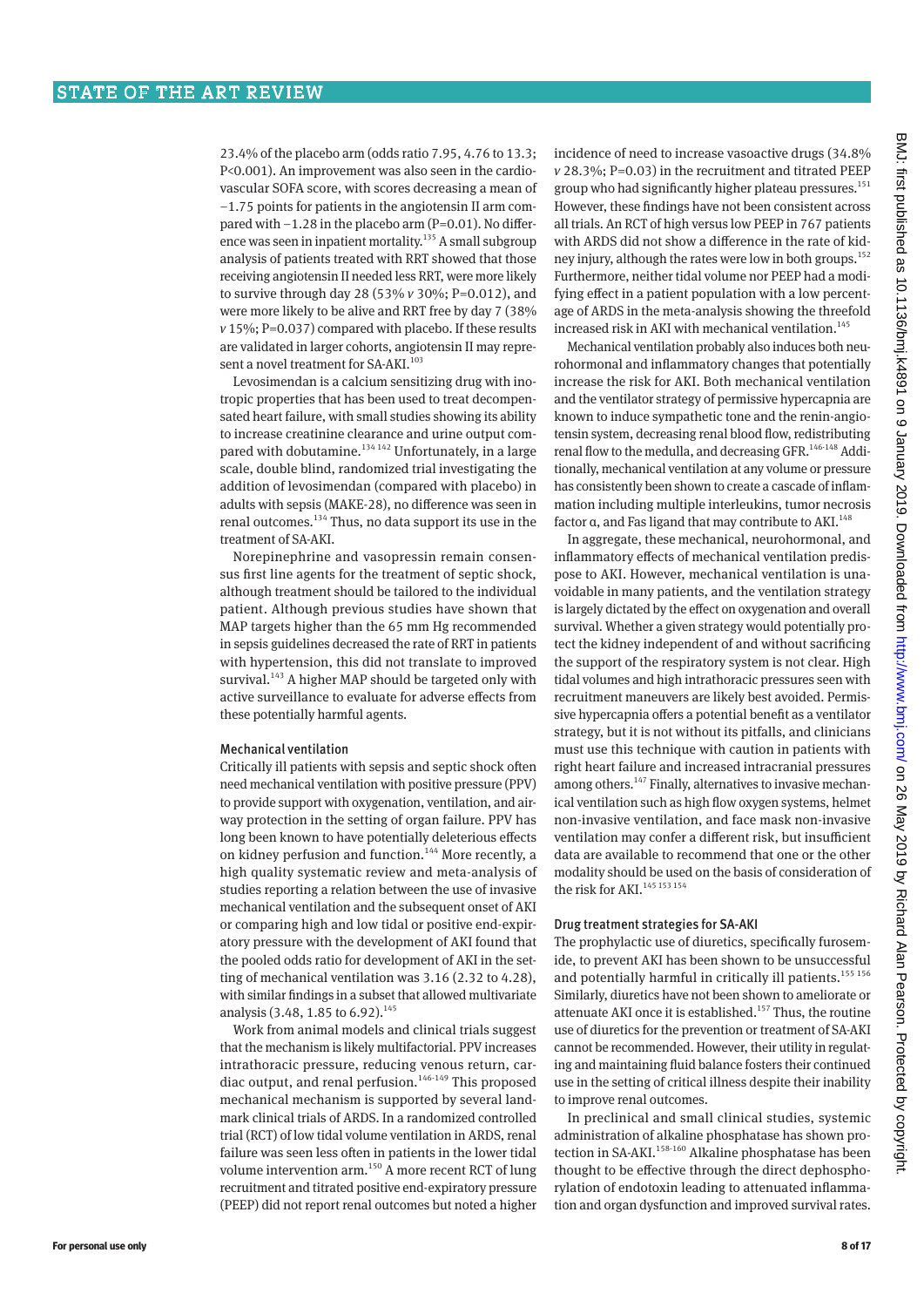23.4% of the placebo arm (odds ratio 7.95, 4.76 to 13.3; P<0.001). An improvement was also seen in the cardiovascular SOFA score, with scores decreasing a mean of −1.75 points for patients in the angiotensin II arm compared with −1.28 in the placebo arm (P=0.01). No difference was seen in inpatient mortality.[135] A small subgroup analysis of patients treated with RRT showed that those receiving angiotensin II needed less RRT, were more likely to survive through day 28 (53% *v* 30%; P=0.012), and were more likely to be alive and RRT free by day 7 (38% *v* 15%; P=0.037) compared with placebo. If these results are validated in larger cohorts, angiotensin II may represent a novel treatment for SA-AKI.[103]

Levosimendan is a calcium sensitizing drug with inotropic properties that has been used to treat decompensated heart failure, with small studies showing its ability to increase creatinine clearance and urine output compared with dobutamine.[134 142] Unfortunately, in a large scale, double blind, randomized trial investigating the addition of levosimendan (compared with placebo) in adults with sepsis (MAKE-28), no difference was seen in renal outcomes.[134] Thus, no data support its use in the treatment of SA-AKI.

Norepinephrine and vasopressin remain consensus first line agents for the treatment of septic shock, although treatment should be tailored to the individual patient. Although previous studies have shown that MAP targets higher than the 65 mm Hg recommended in sepsis guidelines decreased the rate of RRT in patients with hypertension, this did not translate to improved survival.[143] A higher MAP should be targeted only with active surveillance to evaluate for adverse effects from these potentially harmful agents.

### Mechanical ventilation

Critically ill patients with sepsis and septic shock often need mechanical ventilation with positive pressure (PPV) to provide support with oxygenation, ventilation, and airway protection in the setting of organ failure. PPV has long been known to have potentially deleterious effects on kidney perfusion and function.[144] More recently, a high quality systematic review and meta-analysis of studies reporting a relation between the use of invasive mechanical ventilation and the subsequent onset of AKI or comparing high and low tidal or positive end-expiratory pressure with the development of AKI found that the pooled odds ratio for development of AKI in the setting of mechanical ventilation was 3.16 (2.32 to 4.28), with similar findings in a subset that allowed multivariate analysis (3.48, 1.85 to 6.92).[145]

Work from animal models and clinical trials suggest that the mechanism is likely multifactorial. PPV increases intrathoracic pressure, reducing venous return, cardiac output, and renal perfusion.[146-149] This proposed mechanical mechanism is supported by several landmark clinical trials of ARDS. In a randomized controlled trial (RCT) of low tidal volume ventilation in ARDS, renal failure was seen less often in patients in the lower tidal volume intervention arm.[150] A more recent RCT of lung recruitment and titrated positive end-expiratory pressure (PEEP) did not report renal outcomes but noted a higher incidence of need to increase vasoactive drugs (34.8% *v* 28.3%; P=0.03) in the recruitment and titrated PEEP group who had significantly higher plateau pressures.[151] However, these findings have not been consistent across all trials. An RCT of high versus low PEEP in 767 patients with ARDS did not show a difference in the rate of kidney injury, although the rates were low in both groups.[152] Furthermore, neither tidal volume nor PEEP had a modifying effect in a patient population with a low percentage of ARDS in the meta-analysis showing the threefold increased risk in AKI with mechanical ventilation.[145]

Mechanical ventilation probably also induces both neurohormonal and inflammatory changes that potentially increase the risk for AKI. Both mechanical ventilation and the ventilator strategy of permissive hypercapnia are known to induce sympathetic tone and the renin-angiotensin system, decreasing renal blood flow, redistributing renal flow to the medulla, and decreasing GFR.[146-148] Additionally, mechanical ventilation at any volume or pressure has consistently been shown to create a cascade of inflammation including multiple interleukins, tumor necrosis factor α, and Fas ligand that may contribute to AKI.[148]

In aggregate, these mechanical, neurohormonal, and inflammatory effects of mechanical ventilation predispose to AKI. However, mechanical ventilation is unavoidable in many patients, and the ventilation strategy is largely dictated by the effect on oxygenation and overall survival. Whether a given strategy would potentially protect the kidney independent of and without sacrificing the support of the respiratory system is not clear. High tidal volumes and high intrathoracic pressures seen with recruitment maneuvers are likely best avoided. Permissive hypercapnia offers a potential benefit as a ventilator strategy, but it is not without its pitfalls, and clinicians must use this technique with caution in patients with right heart failure and increased intracranial pressures among others.[147] Finally, alternatives to invasive mechanical ventilation such as high flow oxygen systems, helmet non-invasive ventilation, and face mask non-invasive ventilation may confer a different risk, but insufficient data are available to recommend that one or the other modality should be used on the basis of consideration of the risk for AKI.[145 153 154]

### Drug treatment strategies for SA-AKI

The prophylactic use of diuretics, specifically furosemide, to prevent AKI has been shown to be unsuccessful and potentially harmful in critically ill patients.[155 156] Similarly, diuretics have not been shown to ameliorate or attenuate AKI once it is established.[157] Thus, the routine use of diuretics for the prevention or treatment of SA-AKI cannot be recommended. However, their utility in regulating and maintaining fluid balance fosters their continued use in the setting of critical illness despite their inability to improve renal outcomes.

In preclinical and small clinical studies, systemic administration of alkaline phosphatase has shown protection in SA-AKI.[158-160] Alkaline phosphatase has been thought to be effective through the direct dephosphorylation of endotoxin leading to attenuated inflammation and organ dysfunction and improved survival rates.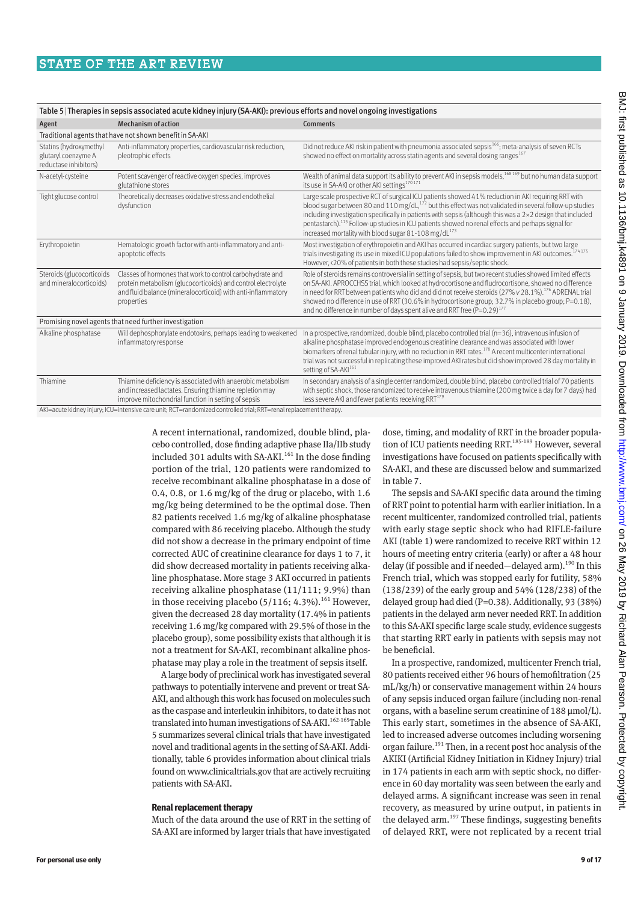Table 5 | Therapies in sepsis associated acute kidney injury (SA-AKI): previous efforts and novel ongoing investigations

| Agent | Mechanism of action | Comments |
|---|---|---|
| Traditional agents that have not shown benefit in SA-AKI | | |
| Statins (hydroxymethyl glutaryl coenzyme A reductase inhibitors) | Anti-inflammatory properties, cardiovascular risk reduction, pleotrophic effects | Did not reduce AKI risk in patient with pneumonia associated sepsis[166]; meta-analysis of seven RCTs showed no effect on mortality across statin agents and several dosing ranges[167] |
| N-acetyl-cysteine | Potent scavenger of reactive oxygen species, improves glutathione stores | Wealth of animal data support its ability to prevent AKI in sepsis models,[168 169] but no human data support its use in SA-AKI or other AKI settings[170 171] |
| Tight glucose control | Theoretically decreases oxidative stress and endothelial dysfunction | Large scale prospective RCT of surgical ICU patients showed 41% reduction in AKI requiring RRT with blood sugar between 80 and 110 mg/dL,[172] but this effect was not validated in several follow-up studies including investigation specifically in patients with sepsis (although this was a 2×2 design that included pentastarch).[115] Follow-up studies in ICU patients showed no renal effects and perhaps signal for increased mortality with blood sugar 81-108 mg/dL[173] |
| Erythropoietin | Hematologic growth factor with anti-inflammatory and anti-apoptotic effects | Most investigation of erythropoietin and AKI has occurred in cardiac surgery patients, but two large trials investigating its use in mixed ICU populations failed to show improvement in AKI outcomes.[174 175] However, <20% of patients in both these studies had sepsis/septic shock. |
| Steroids (glucocorticoids and mineralocorticoids) | Classes of hormones that work to control carbohydrate and protein metabolism (glucocorticoids) and control electrolyte and fluid balance (mineralocorticoid) with anti-inflammatory properties | Role of steroids remains controversial in setting of sepsis, but two recent studies showed limited effects on SA-AKI. APROCCHSS trial, which looked at hydrocortisone and fludrocortisone, showed no difference in need for RRT between patients who did and did not receive steroids (27% *v* 28.1%).[176] ADRENAL trial showed no difference in use of RRT (30.6% in hydrocortisone group; 32.7% in placebo group; P=0.18), and no difference in number of days spent alive and RRT free (P=0.29)[177] |
| Promising novel agents that need further investigation | | |
| Alkaline phosphatase | Will dephosphorylate endotoxins, perhaps leading to weakened inflammatory response | In a prospective, randomized, double blind, placebo controlled trial (n=36), intravenous infusion of alkaline phosphatase improved endogenous creatinine clearance and was associated with lower biomarkers of renal tubular injury, with no reduction in RRT rates.[178] A recent multicenter international trial was not successful in replicating these improved AKI rates but did show improved 28 day mortality in setting of SA-AKI[161] |
| Thiamine | Thiamine deficiency is associated with anaerobic metabolism and increased lactates. Ensuring thiamine repletion may improve mitochondrial function in setting of sepsis | In secondary analysis of a single center randomized, double blind, placebo controlled trial of 70 patients with septic shock, those randomized to receive intravenous thiamine (200 mg twice a day for 7 days) had less severe AKI and fewer patients receiving RRT[179] |

AKI=acute kidney injury; ICU=intensive care unit; RCT=randomized controlled trial; RRT=renal replacement therapy.

A recent international, randomized, double blind, placebo controlled, dose finding adaptive phase IIa/IIb study included 301 adults with SA-AKI.[161] In the dose finding portion of the trial, 120 patients were randomized to receive recombinant alkaline phosphatase in a dose of 0.4, 0.8, or 1.6 mg/kg of the drug or placebo, with 1.6 mg/kg being determined to be the optimal dose. Then 82 patients received 1.6 mg/kg of alkaline phosphatase compared with 86 receiving placebo. Although the study did not show a decrease in the primary endpoint of time corrected AUC of creatinine clearance for days 1 to 7, it did show decreased mortality in patients receiving alkaline phosphatase. More stage 3 AKI occurred in patients receiving alkaline phosphatase (11/111; 9.9%) than in those receiving placebo (5/116; 4.3%).[161] However, given the decreased 28 day mortality (17.4% in patients receiving 1.6 mg/kg compared with 29.5% of those in the placebo group), some possibility exists that although it is not a treatment for SA-AKI, recombinant alkaline phosphatase may play a role in the treatment of sepsis itself.

A large body of preclinical work has investigated several pathways to potentially intervene and prevent or treat SA-AKI, and although this work has focused on molecules such as the caspase and interleukin inhibitors, to date it has not translated into human investigations of SA-AKI.[162-165] Table 5 summarizes several clinical trials that have investigated novel and traditional agents in the setting of SA-AKI. Additionally, table 6 provides information about clinical trials found on www.clinicaltrials.gov that are actively recruiting patients with SA-AKI.

### Renal replacement therapy

Much of the data around the use of RRT in the setting of SA-AKI are informed by larger trials that have investigated dose, timing, and modality of RRT in the broader population of ICU patients needing RRT.[185-189] However, several investigations have focused on patients specifically with SA-AKI, and these are discussed below and summarized in table 7.

The sepsis and SA-AKI specific data around the timing of RRT point to potential harm with earlier initiation. In a recent multicenter, randomized controlled trial, patients with early stage septic shock who had RIFLE-failure AKI (table 1) were randomized to receive RRT within 12 hours of meeting entry criteria (early) or after a 48 hour delay (if possible and if needed—delayed arm).[190] In this French trial, which was stopped early for futility, 58% (138/239) of the early group and 54% (128/238) of the delayed group had died (P=0.38). Additionally, 93 (38%) patients in the delayed arm never needed RRT. In addition to this SA-AKI specific large scale study, evidence suggests that starting RRT early in patients with sepsis may not be beneficial.

In a prospective, randomized, multicenter French trial, 80 patients received either 96 hours of hemofiltration (25 mL/kg/h) or conservative management within 24 hours of any sepsis induced organ failure (including non-renal organs, with a baseline serum creatinine of 188 μmol/L). This early start, sometimes in the absence of SA-AKI, led to increased adverse outcomes including worsening organ failure.[191] Then, in a recent post hoc analysis of the AKIKI (Artificial Kidney Initiation in Kidney Injury) trial in 174 patients in each arm with septic shock, no difference in 60 day mortality was seen between the early and delayed arms. A significant increase was seen in renal recovery, as measured by urine output, in patients in the delayed arm.[197] These findings, suggesting benefits of delayed RRT, were not replicated by a recent trial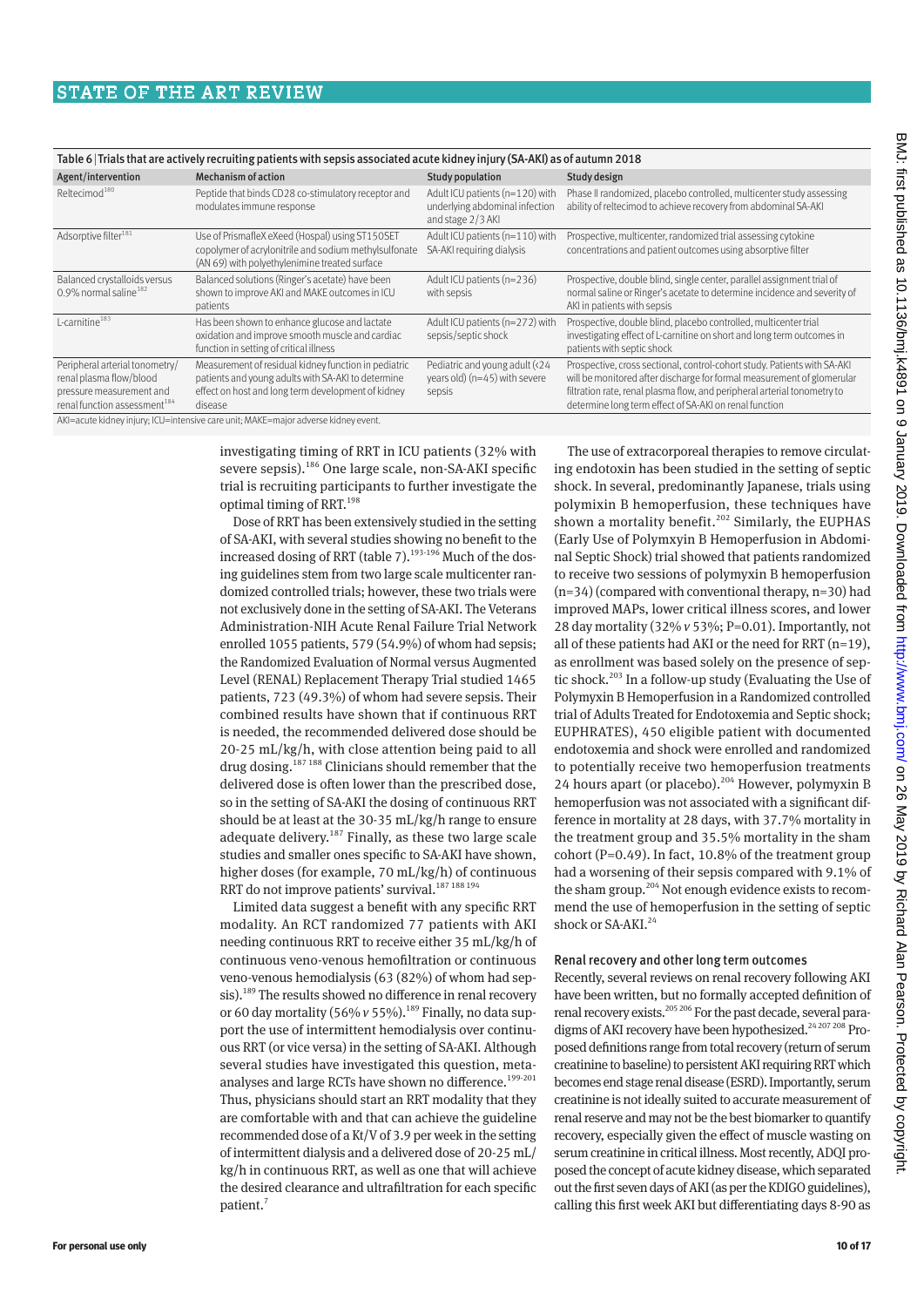Table 6 | Trials that are actively recruiting patients with sepsis associated acute kidney injury (SA-AKI) as of autumn 2018

| Agent/intervention | Mechanism of action | Study population | Study design |
|---|---|---|---|
| Reltecimod[180] | Peptide that binds CD28 co-stimulatory receptor and modulates immune response | Adult ICU patients (n=120) with underlying abdominal infection and stage 2/3 AKI | Phase II randomized, placebo controlled, multicenter study assessing ability of reltecimod to achieve recovery from abdominal SA-AKI |
| Adsorptive filter[181] | Use of PrismafleX eXeed (Hospal) using ST150SET copolymer of acrylonitrile and sodium methylsulfonate (AN 69) with polyethylenimine treated surface | Adult ICU patients (n=110) with SA-AKI requiring dialysis | Prospective, multicenter, randomized trial assessing cytokine concentrations and patient outcomes using absorptive filter |
| Balanced crystalloids versus 0.9% normal saline[182] | Balanced solutions (Ringer's acetate) have been shown to improve AKI and MAKE outcomes in ICU patients | Adult ICU patients (n=236) with sepsis | Prospective, double blind, single center, parallel assignment trial of normal saline or Ringer's acetate to determine incidence and severity of AKI in patients with sepsis |
| L-carnitine[183] | Has been shown to enhance glucose and lactate oxidation and improve smooth muscle and cardiac function in setting of critical illness | Adult ICU patients (n=272) with sepsis/septic shock | Prospective, double blind, placebo controlled, multicenter trial investigating effect of L-carnitine on short and long term outcomes in patients with septic shock |
| Peripheral arterial tonometry/renal plasma flow/blood pressure measurement and renal function assessment[184] | Measurement of residual kidney function in pediatric patients and young adults with SA-AKI to determine effect on host and long term development of kidney disease | Pediatric and young adult (<24 years old) (n=45) with severe sepsis | Prospective, cross sectional, control-cohort study. Patients with SA-AKI will be monitored after discharge for formal measurement of glomerular filtration rate, renal plasma flow, and peripheral arterial tonometry to determine long term effect of SA-AKI on renal function |

AKI=acute kidney injury; ICU=intensive care unit; MAKE=major adverse kidney event.

investigating timing of RRT in ICU patients (32% with severe sepsis).[186] One large scale, non-SA-AKI specific trial is recruiting participants to further investigate the optimal timing of RRT.[198]

Dose of RRT has been extensively studied in the setting of SA-AKI, with several studies showing no benefit to the increased dosing of RRT (table 7).[193-196] Much of the dosing guidelines stem from two large scale multicenter randomized controlled trials; however, these two trials were not exclusively done in the setting of SA-AKI. The Veterans Administration-NIH Acute Renal Failure Trial Network enrolled 1055 patients, 579 (54.9%) of whom had sepsis; the Randomized Evaluation of Normal versus Augmented Level (RENAL) Replacement Therapy Trial studied 1465 patients, 723 (49.3%) of whom had severe sepsis. Their combined results have shown that if continuous RRT is needed, the recommended delivered dose should be 20-25 mL/kg/h, with close attention being paid to all drug dosing.[187,188] Clinicians should remember that the delivered dose is often lower than the prescribed dose, so in the setting of SA-AKI the dosing of continuous RRT should be at least at the 30-35 mL/kg/h range to ensure adequate delivery.[187] Finally, as these two large scale studies and smaller ones specific to SA-AKI have shown, higher doses (for example, 70 mL/kg/h) of continuous RRT do not improve patients' survival.[187,188,194]

Limited data suggest a benefit with any specific RRT modality. An RCT randomized 77 patients with AKI needing continuous RRT to receive either 35 mL/kg/h of continuous veno-venous hemofiltration or continuous veno-venous hemodialysis (63 (82%) of whom had sepsis).[189] The results showed no difference in renal recovery or 60 day mortality (56% *v* 55%).[189] Finally, no data support the use of intermittent hemodialysis over continuous RRT (or vice versa) in the setting of SA-AKI. Although several studies have investigated this question, meta-analyses and large RCTs have shown no difference.[199-201] Thus, physicians should start an RRT modality that they are comfortable with and that can achieve the guideline recommended dose of a Kt/V of 3.9 per week in the setting of intermittent dialysis and a delivered dose of 20-25 mL/kg/h in continuous RRT, as well as one that will achieve the desired clearance and ultrafiltration for each specific patient.[7]

The use of extracorporeal therapies to remove circulating endotoxin has been studied in the setting of septic shock. In several, predominantly Japanese, trials using polymixin B hemoperfusion, these techniques have shown a mortality benefit.[202] Similarly, the EUPHAS (Early Use of Polymxyin B Hemoperfusion in Abdominal Septic Shock) trial showed that patients randomized to receive two sessions of polymyxin B hemoperfusion (n=34) (compared with conventional therapy, n=30) had improved MAPs, lower critical illness scores, and lower 28 day mortality (32% *v* 53%; P=0.01). Importantly, not all of these patients had AKI or the need for RRT (n=19), as enrollment was based solely on the presence of septic shock.[203] In a follow-up study (Evaluating the Use of Polymyxin B Hemoperfusion in a Randomized controlled trial of Adults Treated for Endotoxemia and Septic shock; EUPHRATES), 450 eligible patient with documented endotoxemia and shock were enrolled and randomized to potentially receive two hemoperfusion treatments 24 hours apart (or placebo).[204] However, polymyxin B hemoperfusion was not associated with a significant difference in mortality at 28 days, with 37.7% mortality in the treatment group and 35.5% mortality in the sham cohort (P=0.49). In fact, 10.8% of the treatment group had a worsening of their sepsis compared with 9.1% of the sham group.[204] Not enough evidence exists to recommend the use of hemoperfusion in the setting of septic shock or SA-AKI.[24]

### Renal recovery and other long term outcomes

Recently, several reviews on renal recovery following AKI have been written, but no formally accepted definition of renal recovery exists.[205,206] For the past decade, several paradigms of AKI recovery have been hypothesized.[24,207,208] Proposed definitions range from total recovery (return of serum creatinine to baseline) to persistent AKI requiring RRT which becomes end stage renal disease (ESRD). Importantly, serum creatinine is not ideally suited to accurate measurement of renal reserve and may not be the best biomarker to quantify recovery, especially given the effect of muscle wasting on serum creatinine in critical illness. Most recently, ADQI proposed the concept of acute kidney disease, which separated out the first seven days of AKI (as per the KDIGO guidelines), calling this first week AKI but differentiating days 8-90 as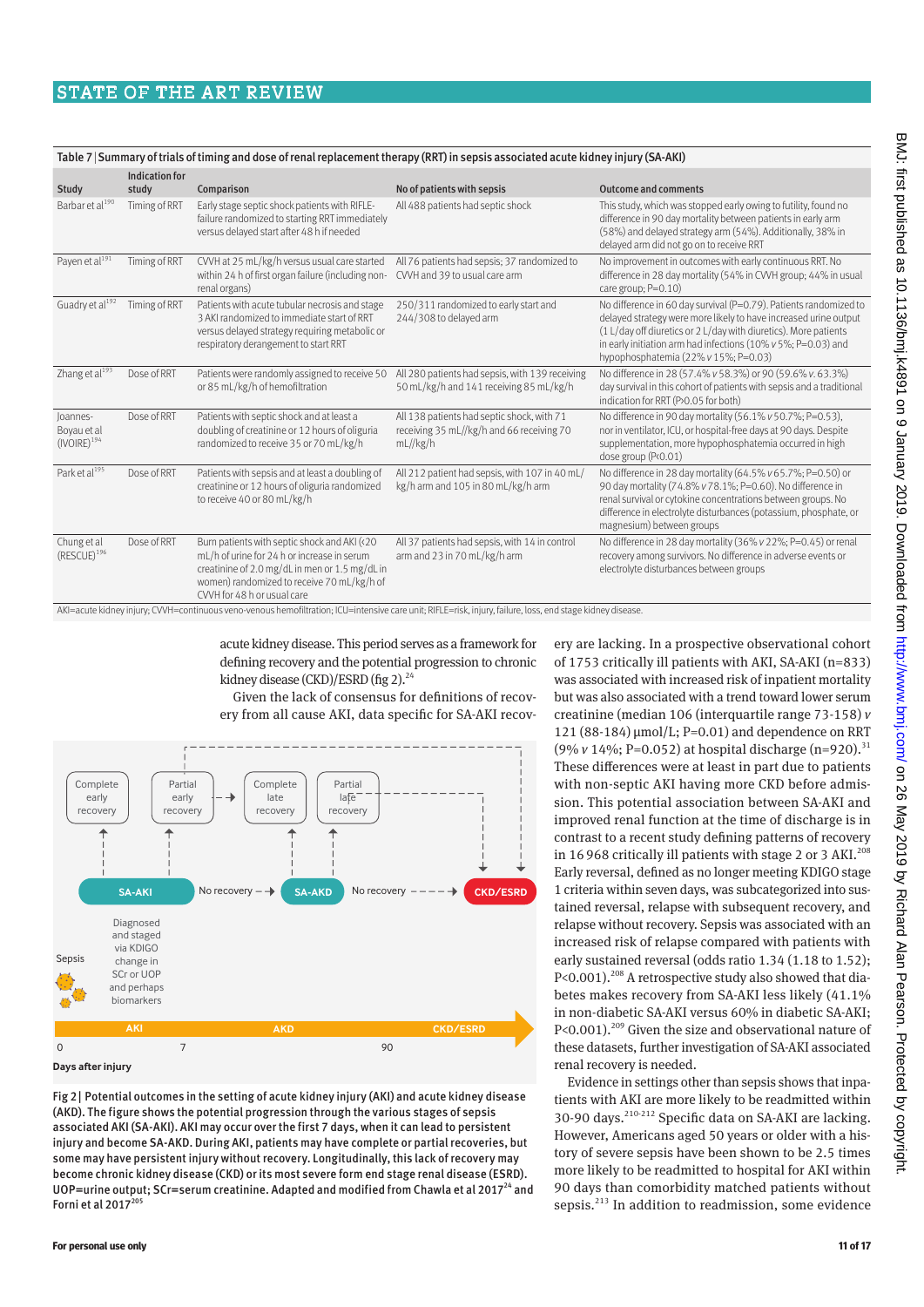**Table 7 | Summary of trials of timing and dose of renal replacement therapy (RRT) in sepsis associated acute kidney injury (SA-AKI)**

| Study | Indication for study | Comparison | No of patients with sepsis | Outcome and comments |
|---|---|---|---|---|
| Barbar et al[190] | Timing of RRT | Early stage septic shock patients with RIFLE-failure randomized to starting RRT immediately versus delayed start after 48 h if needed | All 488 patients had septic shock | This study, which was stopped early owing to futility, found no difference in 90 day mortality between patients in early arm (58%) and delayed strategy arm (54%). Additionally, 38% in delayed arm did not go on to receive RRT |
| Payen et al[191] | Timing of RRT | CVVH at 25 mL/kg/h versus usual care started within 24 h of first organ failure (including non-renal organs) | All 76 patients had sepsis; 37 randomized to CVVH and 39 to usual care arm | No improvement in outcomes with early continuous RRT. No difference in 28 day mortality (54% in CVVH group; 44% in usual care group; P=0.10) |
| Guadry et al[192] | Timing of RRT | Patients with acute tubular necrosis and stage 3 AKI randomized to immediate start of RRT versus delayed strategy requiring metabolic or respiratory derangement to start RRT | 250/311 randomized to early start and 244/308 to delayed arm | No difference in 60 day survival (P=0.79). Patients randomized to delayed strategy were more likely to have increased urine output (1 L/day off diuretics or 2 L/day with diuretics). More patients in early initiation arm had infections (10% v 5%; P=0.03) and hypophosphatemia (22% v 15%; P=0.03) |
| Zhang et al[193] | Dose of RRT | Patients were randomly assigned to receive 50 or 85 mL/kg/h of hemofiltration | All 280 patients had sepsis, with 139 receiving 50 mL/kg/h and 141 receiving 85 mL/kg/h | No difference in 28 (57.4% v 58.3%) or 90 (59.6% v. 63.3%) day survival in this cohort of patients with sepsis and a traditional indication for RRT (P>0.05 for both) |
| Joannes-Boyau et al (IVOIRE)[194] | Dose of RRT | Patients with septic shock and at least a doubling of creatinine or 12 hours of oliguria randomized to receive 35 or 70 mL/kg/h | All 138 patients had septic shock, with 71 receiving 35 mL/kg/h and 66 receiving 70 mL/kg/h | No difference in 90 day mortality (56.1% v 50.7%; P=0.53), nor in ventilator, ICU, or hospital-free days at 90 days. Despite supplementation, more hypophosphatemia occurred in high dose group (P<0.01) |
| Park et al[195] | Dose of RRT | Patients with sepsis and at least a doubling of creatinine or 12 hours of oliguria randomized to receive 40 or 80 mL/kg/h | All 212 patient had sepsis, with 107 in 40 mL/kg/h arm and 105 in 80 mL/kg/h arm | No difference in 28 day mortality (64.5% v 65.7%; P=0.50) or 90 day mortality (74.8% v 78.1%; P=0.60). No difference in renal survival or cytokine concentrations between groups. No difference in electrolyte disturbances (potassium, phosphate, or magnesium) between groups |
| Chung et al (RESCUE)[196] | Dose of RRT | Burn patients with septic shock and AKI (<20 mL/h of urine for 24 h or increase in serum creatinine of 2.0 mg/dL in men or 1.5 mg/dL in women) randomized to receive 70 mL/kg/h of CVVH for 48 h or usual care | All 37 patients had sepsis, with 14 in control arm and 23 in 70 mL/kg/h arm | No difference in 28 day mortality (36% v 22%; P=0.45) or renal recovery among survivors. No difference in adverse events or electrolyte disturbances between groups |

AKI=acute kidney injury; CVVH=continuous veno-venous hemofiltration; ICU=intensive care unit; RIFLE=risk, injury, failure, loss, end stage kidney disease.

acute kidney disease. This period serves as a framework for defining recovery and the potential progression to chronic kidney disease (CKD)/ESRD (fig 2).[24]

Given the lack of consensus for definitions of recovery from all cause AKI, data specific for SA-AKI recovery are lacking. In a prospective observational cohort of 1753 critically ill patients with AKI, SA-AKI (n=833) was associated with increased risk of inpatient mortality but was also associated with a trend toward lower serum creatinine (median 106 (interquartile range 73-158) v 121 (88-184) μmol/L; P=0.01) and dependence on RRT (9% v 14%; P=0.052) at hospital discharge (n=920).[31] These differences were at least in part due to patients with non-septic AKI having more CKD before admission. This potential association between SA-AKI and improved renal function at the time of discharge is in contrast to a recent study defining patterns of recovery in 16 968 critically ill patients with stage 2 or 3 AKI.[208] Early reversal, defined as no longer meeting KDIGO stage 1 criteria within seven days, was subcategorized into sustained reversal, relapse with subsequent recovery, and relapse without recovery. Sepsis was associated with an increased risk of relapse compared with patients with early sustained reversal (odds ratio 1.34 (1.18 to 1.52); P<0.001).[208] A retrospective study also showed that diabetes makes recovery from SA-AKI less likely (41.1% in non-diabetic SA-AKI versus 60% in diabetic SA-AKI; P<0.001).[209] Given the size and observational nature of these datasets, further investigation of SA-AKI associated renal recovery is needed.

Evidence in settings other than sepsis shows that inpatients with AKI are more likely to be readmitted within 30-90 days.[210-212] Specific data on SA-AKI are lacking. However, Americans aged 50 years or older with a history of severe sepsis have been shown to be 2.5 times more likely to be readmitted to hospital for AKI within 90 days than comorbidity matched patients without sepsis.[213] In addition to readmission, some evidence

Fig 2 | Potential outcomes in the setting of acute kidney injury (AKI) and acute kidney disease (AKD). The figure shows the potential progression through the various stages of sepsis associated AKI (SA-AKI). AKI may occur over the first 7 days, when it can lead to persistent injury and become SA-AKD. During AKI, patients may have complete or partial recoveries, but some may have persistent injury without recovery. Longitudinally, this lack of recovery may become chronic kidney disease (CKD) or its most severe form end stage renal disease (ESRD). UOP=urine output; SCr=serum creatinine. Adapted and modified from Chawla et al 2017[24] and Forni et al 2017[205]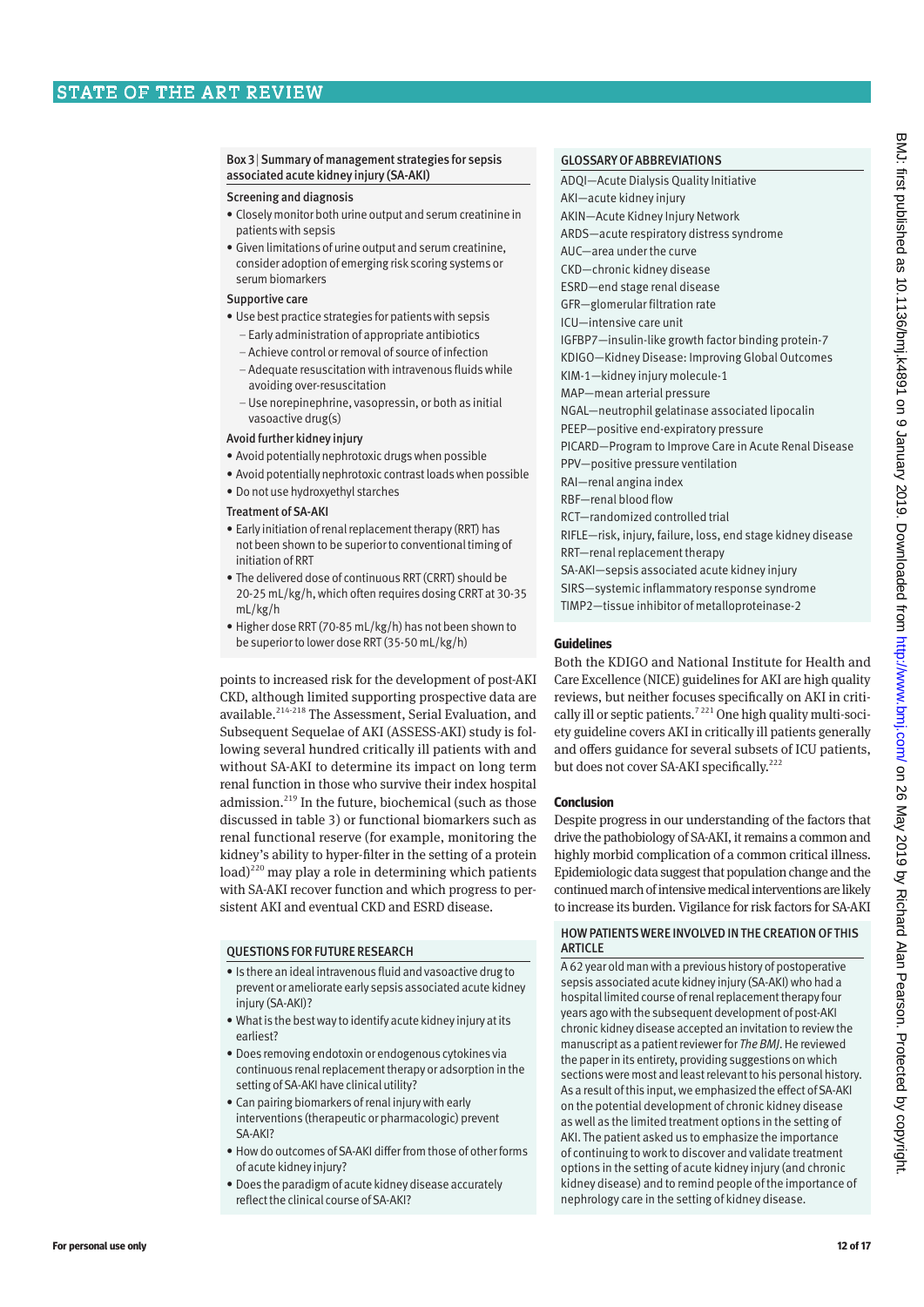**Box 3 | Summary of management strategies for sepsis associated acute kidney injury (SA-AKI)**

**Screening and diagnosis**

- Closely monitor both urine output and serum creatinine in patients with sepsis
- Given limitations of urine output and serum creatinine, consider adoption of emerging risk scoring systems or serum biomarkers

**Supportive care**

- Use best practice strategies for patients with sepsis
  - Early administration of appropriate antibiotics
  - Achieve control or removal of source of infection
  - Adequate resuscitation with intravenous fluids while avoiding over-resuscitation
  - Use norepinephrine, vasopressin, or both as initial vasoactive drug(s)

**Avoid further kidney injury**

- Avoid potentially nephrotoxic drugs when possible
- Avoid potentially nephrotoxic contrast loads when possible
- Do not use hydroxyethyl starches

**Treatment of SA-AKI**

- Early initiation of renal replacement therapy (RRT) has not been shown to be superior to conventional timing of initiation of RRT
- The delivered dose of continuous RRT (CRRT) should be 20-25 mL/kg/h, which often requires dosing CRRT at 30-35 mL/kg/h
- Higher dose RRT (70-85 mL/kg/h) has not been shown to be superior to lower dose RRT (35-50 mL/kg/h)

points to increased risk for the development of post-AKI CKD, although limited supporting prospective data are available.[214-218] The Assessment, Serial Evaluation, and Subsequent Sequelae of AKI (ASSESS-AKI) study is following several hundred critically ill patients with and without SA-AKI to determine its impact on long term renal function in those who survive their index hospital admission.[219] In the future, biochemical (such as those discussed in table 3) or functional biomarkers such as renal functional reserve (for example, monitoring the kidney's ability to hyper-filter in the setting of a protein load)[220] may play a role in determining which patients with SA-AKI recover function and which progress to persistent AKI and eventual CKD and ESRD disease.

**QUESTIONS FOR FUTURE RESEARCH**

- Is there an ideal intravenous fluid and vasoactive drug to prevent or ameliorate early sepsis associated acute kidney injury (SA-AKI)?
- What is the best way to identify acute kidney injury at its earliest?
- Does removing endotoxin or endogenous cytokines via continuous renal replacement therapy or adsorption in the setting of SA-AKI have clinical utility?
- Can pairing biomarkers of renal injury with early interventions (therapeutic or pharmacologic) prevent SA-AKI?
- How do outcomes of SA-AKI differ from those of other forms of acute kidney injury?
- Does the paradigm of acute kidney disease accurately reflect the clinical course of SA-AKI?

**GLOSSARY OF ABBREVIATIONS**

ADQI—Acute Dialysis Quality Initiative
AKI—acute kidney injury
AKIN—Acute Kidney Injury Network
ARDS—acute respiratory distress syndrome
AUC—area under the curve
CKD—chronic kidney disease
ESRD—end stage renal disease
GFR—glomerular filtration rate
ICU—intensive care unit
IGFBP7—insulin-like growth factor binding protein-7
KDIGO—Kidney Disease: Improving Global Outcomes
KIM-1—kidney injury molecule-1
MAP—mean arterial pressure
NGAL—neutrophil gelatinase associated lipocalin
PEEP—positive end-expiratory pressure
PICARD—Program to Improve Care in Acute Renal Disease
PPV—positive pressure ventilation
RAI—renal angina index
RBF—renal blood flow
RCT—randomized controlled trial
RIFLE—risk, injury, failure, loss, end stage kidney disease
RRT—renal replacement therapy
SA-AKI—sepsis associated acute kidney injury
SIRS—systemic inflammatory response syndrome
TIMP2—tissue inhibitor of metalloproteinase-2

## Guidelines

Both the KDIGO and National Institute for Health and Care Excellence (NICE) guidelines for AKI are high quality reviews, but neither focuses specifically on AKI in critically ill or septic patients.[7,221] One high quality multi-society guideline covers AKI in critically ill patients generally and offers guidance for several subsets of ICU patients, but does not cover SA-AKI specifically.[222]

## Conclusion

Despite progress in our understanding of the factors that drive the pathobiology of SA-AKI, it remains a common and highly morbid complication of a common critical illness. Epidemiologic data suggest that population change and the continued march of intensive medical interventions are likely to increase its burden. Vigilance for risk factors for SA-AKI

**HOW PATIENTS WERE INVOLVED IN THE CREATION OF THIS ARTICLE**

A 62 year old man with a previous history of postoperative sepsis associated acute kidney injury (SA-AKI) who had a hospital limited course of renal replacement therapy four years ago with the subsequent development of post-AKI chronic kidney disease accepted an invitation to review the manuscript as a patient reviewer for *The BMJ*. He reviewed the paper in its entirety, providing suggestions on which sections were most and least relevant to his personal history. As a result of this input, we emphasized the effect of SA-AKI on the potential development of chronic kidney disease as well as the limited treatment options in the setting of AKI. The patient asked us to emphasize the importance of continuing to work to discover and validate treatment options in the setting of acute kidney injury (and chronic kidney disease) and to remind people of the importance of nephrology care in the setting of kidney disease.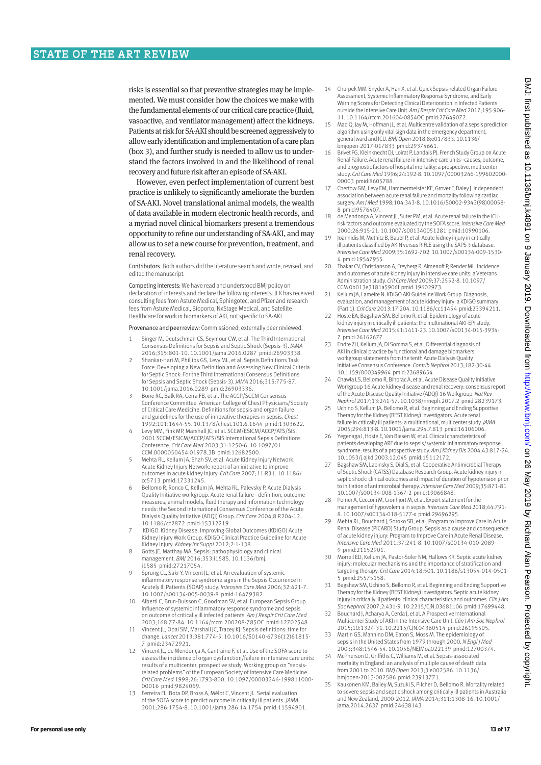risks is essential so that preventive strategies may be implemented. We must consider how the choices we make with the fundamental elements of our critical care practice (fluid, vasoactive, and ventilator management) affect the kidneys. Patients at risk for SA-AKI should be screened aggressively to allow early identification and implementation of a care plan (box 3), and further study is needed to allow us to understand the factors involved in and the likelihood of renal recovery and future risk after an episode of SA-AKI.

However, even perfect implementation of current best practice is unlikely to significantly ameliorate the burden of SA-AKI. Novel translational animal models, the wealth of data available in modern electronic health records, and a myriad novel clinical biomarkers present a tremendous opportunity to refine our understanding of SA-AKI, and may allow us to set a new course for prevention, treatment, and renal recovery.

Contributors: Both authors did the literature search and wrote, revised, and edited the manuscript.

Competing interests: We have read and understood BMJ policy on declaration of interests and declare the following interests: JLK has received consulting fees from Astute Medical, Sphingotec, and Pfizer and research fees from Astute Medical, Bioporto, NxStage Medical, and Satellite Healthcare for work in biomarkers of AKI, not specific to SA-AKI.

Provenance and peer review: Commissioned; externally peer reviewed.

1. Singer M, Deutschman CS, Seymour CW, et al. The Third International Consensus Definitions for Sepsis and Septic Shock (Sepsis-3). *JAMA* 2016;315:801-10. 10.1001/jama.2016.0287 pmid:26903338.
2. Shankar-Hari M, Phillips GS, Levy ML, et al. Sepsis Definitions Task Force. Developing a New Definition and Assessing New Clinical Criteria for Septic Shock: For the Third International Consensus Definitions for Sepsis and Septic Shock (Sepsis-3). *JAMA* 2016;315:775-87. 10.1001/jama.2016.0289 pmid:26903336.
3. Bone RC, Balk RA, Cerra FB, et al. The ACCP/SCCM Consensus Conference Committee. American College of Chest Physicians/Society of Critical Care Medicine. Definitions for sepsis and organ failure and guidelines for the use of innovative therapies in sepsis. *Chest* 1992;101:1644-55. 10.1378/chest.101.6.1644 pmid:1303622.
4. Levy MM, Fink MP, Marshall JC, et al. SCCM/ESICM/ACCP/ATS/SIS. 2001 SCCM/ESICM/ACCP/ATS/SIS International Sepsis Definitions Conference. *Crit Care Med* 2003;31:1250-6. 10.1097/01.CCM.0000050454.01978.3B pmid:12682500.
5. Mehta RL, Kellum JA, Shah SV, et al. Acute Kidney Injury Network. Acute Kidney Injury Network: report of an initiative to improve outcomes in acute kidney injury. *Crit Care* 2007;11:R31. 10.1186/cc5713 pmid:17331245.
6. Bellomo R, Ronco C, Kellum JA, Mehta RL, Palevsky P. Acute Dialysis Quality Initiative workgroup. Acute renal failure - definition, outcome measures, animal models, fluid therapy and information technology needs: the Second International Consensus Conference of the Acute Dialysis Quality Initiative (ADQI) Group. *Crit Care* 2004;8:R204-12. 10.1186/cc2872 pmid:15312219.
7. KDIGO. Kidney Disease: Improving Global Outcomes (KDIGO) Acute Kidney Injury Work Group. KDIGO Clinical Practice Guideline for Acute Kidney Injury. *Kidney Int Suppl* 2012;2:1-138.
8. Gotts JE, Matthay MA. Sepsis: pathophysiology and clinical management. *BMJ* 2016;353:i1585. 10.1136/bmj.i1585 pmid:27217054.
9. Sprung CL, Sakr Y, Vincent JL, et al. An evaluation of systemic inflammatory response syndrome signs in the Sepsis Occurrence In Acutely Ill Patients (SOAP) study. *Intensive Care Med* 2006;32:421-7. 10.1007/s00134-005-0039-8 pmid:16479382.
10. Alberti C, Brun-Buisson C, Goodman SV, et al. European Sepsis Group. Influence of systemic inflammatory response syndrome and sepsis on outcome of critically ill infected patients. *Am J Respir Crit Care Med* 2003;168:77-84. 10.1164/rccm.200208-785OC pmid:12702548.
11. Vincent JL, Opal SM, Marshall JC, Tracey KJ. Sepsis definitions: time for change. *Lancet* 2013;381:774-5. 10.1016/S0140-6736(12)61815-7 pmid:23472921.
12. Vincent JL, de Mendonça A, Cantraine F, et al. Use of the SOFA score to assess the incidence of organ dysfunction/failure in intensive care units: results of a multicenter, prospective study. Working group on "sepsis-related problems" of the European Society of Intensive Care Medicine. *Crit Care Med* 1998;26:1793-800. 10.1097/00003246-199811000-00016 pmid:9824069.
13. Ferreira FL, Bota DP, Bross A, Mélot C, Vincent JL. Serial evaluation of the SOFA score to predict outcome in critically ill patients. *JAMA* 2001;286:1754-8. 10.1001/jama.286.14.1754 pmid:11594901.
14. Churpek MM, Snyder A, Han X, et al. Quick Sepsis-related Organ Failure Assessment, Systemic Inflammatory Response Syndrome, and Early Warning Scores for Detecting Clinical Deterioration in Infected Patients outside the Intensive Care Unit. *Am J Respir Crit Care Med* 2017;195:906-11. 10.1164/rccm.201604-0854OC pmid:27649072.
15. Mao Q, Jay M, Hoffman JL, et al. Multicentre validation of a sepsis prediction algorithm using only vital sign data in the emergency department, general ward and ICU. *BMJ Open* 2018;8:e017833. 10.1136/bmjopen-2017-017833 pmid:29374661.
16. Brivet FG, Kleinknecht DJ, Loirat P, Landais PJ. French Study Group on Acute Renal Failure. Acute renal failure in intensive care units--causes, outcome, and prognostic factors of hospital mortality; a prospective, multicenter study. *Crit Care Med* 1996;24:192-8. 10.1097/00003246-199602000-00003 pmid:8605788.
17. Chertow GM, Levy EM, Hammermeister KE, Grover F, Daley J. Independent association between acute renal failure and mortality following cardiac surgery. *Am J Med* 1998;104:343-8. 10.1016/S0002-9343(98)00058-8 pmid:9576407.
18. de Mendonça A, Vincent JL, Suter PM, et al. Acute renal failure in the ICU: risk factors and outcome evaluated by the SOFA score. *Intensive Care Med* 2000;26:915-21. 10.1007/s001340051281 pmid:10990106.
19. Joannidis M, Metnitz B, Bauer P, et al. Acute kidney injury in critically ill patients classified by AKIN versus RIFLE using the SAPS 3 database. *Intensive Care Med* 2009;35:1692-702. 10.1007/s00134-009-1530-4 pmid:19547955.
20. Thakar CV, Christianson A, Freyberg R, Almenoff P, Render ML. Incidence and outcomes of acute kidney injury in intensive care units: a Veterans Administration study. *Crit Care Med* 2009;37:2552-8. 10.1097/CCM.0b013e3181a5906f pmid:19602973.
21. Kellum JA, Lameire N. KDIGO AKI Guideline Work Group. Diagnosis, evaluation, and management of acute kidney injury: a KDIGO summary (Part 1). *Crit Care* 2013;17:204. 10.1186/cc11454 pmid:23394211.
22. Hoste EA, Bagshaw SM, Bellomo R, et al. Epidemiology of acute kidney injury in critically ill patients: the multinational AKI-EPI study. *Intensive Care Med* 2015;41:1411-23. 10.1007/s00134-015-3934-7 pmid:26162677.
23. Endre ZH, Kellum JA, Di Somma S, et al. Differential diagnosis of AKI in clinical practice by functional and damage biomarkers: workgroup statements from the tenth Acute Dialysis Quality Initiative Consensus Conference. *Contrib Nephrol* 2013;182:30-44. 10.1159/000349964 pmid:23689654.
24. Chawla LS, Bellomo R, Bihorac A, et al. Acute Disease Quality Initiative Workgroup 16.Acute kidney disease and renal recovery: consensus report of the Acute Disease Quality Initiative (ADQI) 16 Workgroup. *Nat Rev Nephrol* 2017;13:241-57. 10.1038/nrneph.2017.2 pmid:28239173.
25. Uchino S, Kellum JA, Bellomo R, et al. Beginning and Ending Supportive Therapy for the Kidney (BEST Kidney) Investigators. Acute renal failure in critically ill patients: a multinational, multicenter study. *JAMA* 2005;294:813-8. 10.1001/jama.294.7.813 pmid:16106006.
26. Yegenaga I, Hoste E, Van Biesen W, et al. Clinical characteristics of patients developing ARF due to sepsis/systemic inflammatory response syndrome: results of a prospective study. *Am J Kidney Dis* 2004;43:817-24. 10.1053/j.ajkd.2003.12.045 pmid:15112172.
27. Bagshaw SM, Lapinsky S, Dial S, et al. Cooperative Antimicrobial Therapy of Septic Shock (CATSS) Database Research Group. Acute kidney injury in septic shock: clinical outcomes and impact of duration of hypotension prior to initiation of antimicrobial therapy. *Intensive Care Med* 2009;35:871-81. 10.1007/s00134-008-1367-2 pmid:19066848.
28. Perner A, Cecconi M, Cronhjort M, et al. Expert statement for the management of hypovolemia in sepsis. *Intensive Care Med* 2018;44:791-8. 10.1007/s00134-018-5177-x pmid:29696295.
29. Mehta RL, Bouchard J, Soroko SB, et al. Program to Improve Care in Acute Renal Disease (PICARD) Study Group. Sepsis as a cause and consequence of acute kidney injury: Program to Improve Care in Acute Renal Disease. *Intensive Care Med* 2011;37:241-8. 10.1007/s00134-010-2089-9 pmid:21152901.
30. Morrell ED, Kellum JA, Pastor-Soler NM, Hallows KR. Septic acute kidney injury: molecular mechanisms and the importance of stratification and targeting therapy. *Crit Care* 2014;18:501. 10.1186/s13054-014-0501-5 pmid:25575158.
31. Bagshaw SM, Uchino S, Bellomo R, et al. Beginning and Ending Supportive Therapy for the Kidney (BEST Kidney) Investigators. Septic acute kidney injury in critically ill patients: clinical characteristics and outcomes. *Clin J Am Soc Nephrol* 2007;2:431-9. 10.2215/CJN.03681106 pmid:17699448.
32. Bouchard J, Acharya A, Cerda J, et al. A Prospective International Multicenter Study of AKI in the Intensive Care Unit. *Clin J Am Soc Nephrol* 2015;10:1324-31. 10.2215/CJN.04360514 pmid:26195505.
33. Martin GS, Mannino DM, Eaton S, Moss M. The epidemiology of sepsis in the United States from 1979 through 2000. *N Engl J Med* 2003;348:1546-54. 10.1056/NEJMoa022139 pmid:12700374.
34. McPherson D, Griffiths C, Williams M, et al. Sepsis-associated mortality in England: an analysis of multiple cause of death data from 2001 to 2010. *BMJ Open* 2013;3:e002586. 10.1136/bmjopen-2013-002586 pmid:23913771.
35. Kaukonen KM, Bailey M, Suzuki S, Pilcher D, Bellomo R. Mortality related to severe sepsis and septic shock among critically ill patients in Australia and New Zealand, 2000-2012. *JAMA* 2014;311:1308-16. 10.1001/jama.2014.2637 pmid:24638143.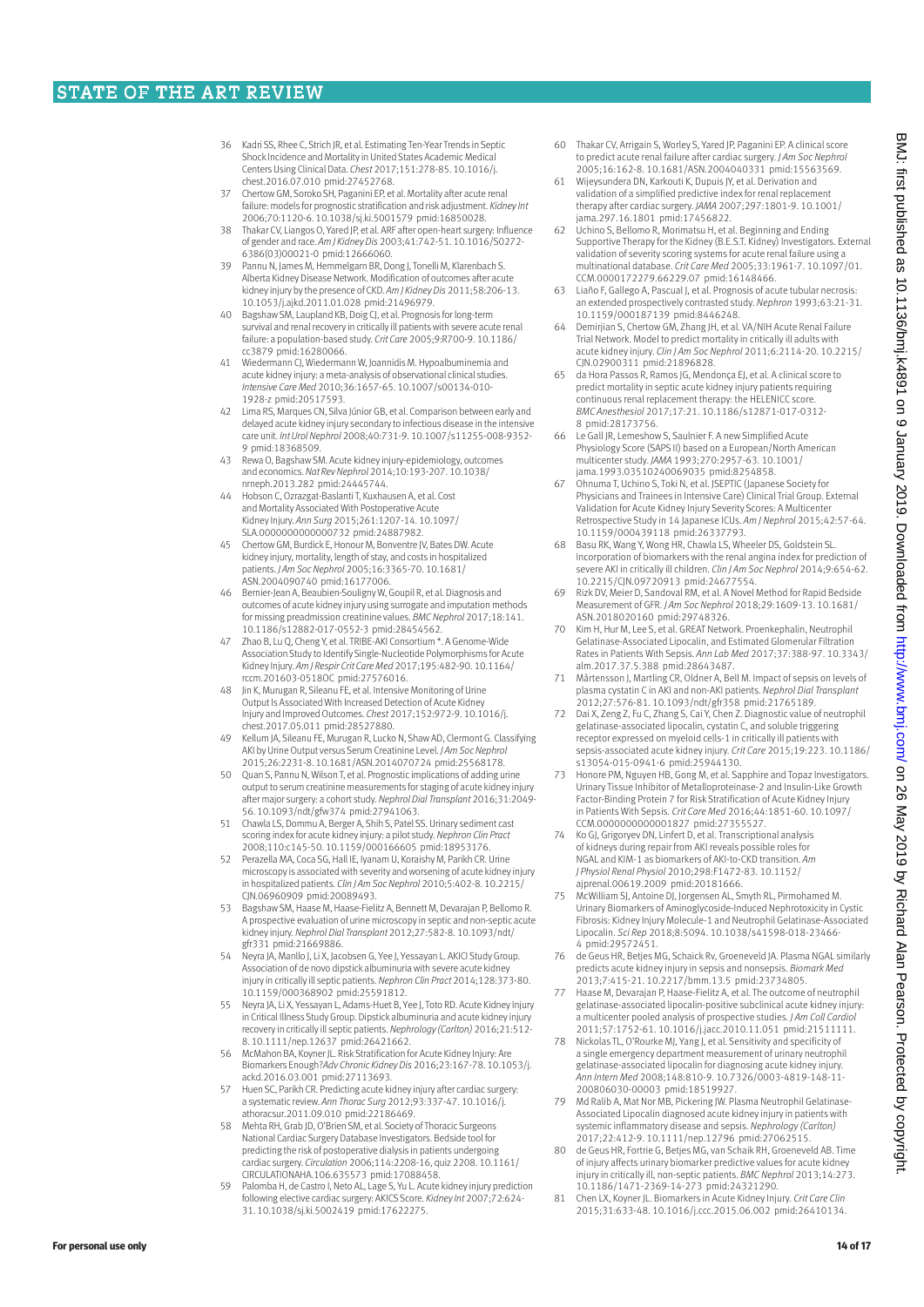36 Kadri SS, Rhee C, Strich JR, et al. Estimating Ten-Year Trends in Septic Shock Incidence and Mortality in United States Academic Medical Centers Using Clinical Data. *Chest* 2017;151:278-85. 10.1016/j.chest.2016.07.010 pmid:27452768.

37 Chertow GM, Soroko SH, Paganini EP, et al. Mortality after acute renal failure: models for prognostic stratification and risk adjustment. *Kidney Int* 2006;70:1120-6. 10.1038/sj.ki.5001579 pmid:16850028.

38 Thakar CV, Liangos O, Yared JP, et al. ARF after open-heart surgery: Influence of gender and race. *Am J Kidney Dis* 2003;41:742-51. 10.1016/S0272-6386(03)00021-0 pmid:12666060.

39 Pannu N, James M, Hemmelgarn BR, Dong J, Tonelli M, Klarenbach S. Alberta Kidney Disease Network. Modification of outcomes after acute kidney injury by the presence of CKD. *Am J Kidney Dis* 2011;58:206-13. 10.1053/j.ajkd.2011.01.028 pmid:21496979.

40 Bagshaw SM, Laupland KB, Doig CJ, et al. Prognosis for long-term survival and renal recovery in critically ill patients with severe acute renal failure: a population-based study. *Crit Care* 2005;9:R700-9. 10.1186/cc3879 pmid:16280066.

41 Wiedermann CJ, Wiedermann W, Joannidis M. Hypoalbuminemia and acute kidney injury: a meta-analysis of observational clinical studies. *Intensive Care Med* 2010;36:1657-65. 10.1007/s00134-010-1928-z pmid:20517593.

42 Lima RS, Marques CN, Silva Júnior GB, et al. Comparison between early and delayed acute kidney injury secondary to infectious disease in the intensive care unit. *Int Urol Nephrol* 2008;40:731-9. 10.1007/s11255-008-9352-9 pmid:18368509.

43 Rewa O, Bagshaw SM. Acute kidney injury-epidemiology, outcomes and economics. *Nat Rev Nephrol* 2014;10:193-207. 10.1038/nrneph.2013.282 pmid:24445744.

44 Hobson C, Ozrazgat-Baslanti T, Kuxhausen A, et al. Cost and Mortality Associated With Postoperative Acute Kidney Injury. *Ann Surg* 2015;261:1207-14. 10.1097/SLA.0000000000000732 pmid:24887982.

45 Chertow GM, Burdick E, Honour M, Bonventre JV, Bates DW. Acute kidney injury, mortality, length of stay, and costs in hospitalized patients. *J Am Soc Nephrol* 2005;16:3365-70. 10.1681/ASN.2004090740 pmid:16177006.

46 Bernier-Jean A, Beaubien-Souligny W, Goupil R, et al. Diagnosis and outcomes of acute kidney injury using surrogate and imputation methods for missing preadmission creatinine values. *BMC Nephrol* 2017;18:141. 10.1186/s12882-017-0552-3 pmid:28454562.

47 Zhao B, Lu Q, Cheng Y, et al. TRIBE-AKI Consortium *. A Genome-Wide Association Study to Identify Single-Nucleotide Polymorphisms for Acute Kidney Injury. *Am J Respir Crit Care Med* 2017;195:482-90. 10.1164/rccm.201603-0518OC pmid:27576016.

48 Jin K, Murugan R, Sileanu FE, et al. Intensive Monitoring of Urine Output Is Associated With Increased Detection of Acute Kidney Injury and Improved Outcomes. *Chest* 2017;152:972-9. 10.1016/j.chest.2017.05.011 pmid:28527880.

49 Kellum JA, Sileanu FE, Murugan R, Lucko N, Shaw AD, Clermont G. Classifying AKI by Urine Output versus Serum Creatinine Level. *J Am Soc Nephrol* 2015;26:2231-8. 10.1681/ASN.2014070724 pmid:25568178.

50 Quan S, Pannu N, Wilson T, et al. Prognostic implications of adding urine output to serum creatinine measurements for staging of acute kidney injury after major surgery: a cohort study. *Nephrol Dial Transplant* 2016;31:2049-56. 10.1093/ndt/gfw374 pmid:27941063.

51 Chawla LS, Dommu A, Berger A, Shih S, Patel SS. Urinary sediment cast scoring index for acute kidney injury: a pilot study. *Nephron Clin Pract* 2008;110:c145-50. 10.1159/000166605 pmid:18953176.

52 Perazella MA, Coca SG, Hall IE, Iyanam U, Koraishy M, Parikh CR. Urine microscopy is associated with severity and worsening of acute kidney injury in hospitalized patients. *Clin J Am Soc Nephrol* 2010;5:402-8. 10.2215/CJN.06960909 pmid:20089493.

53 Bagshaw SM, Haase M, Haase-Fielitz A, Bennett M, Devarajan P, Bellomo R. A prospective evaluation of urine microscopy in septic and non-septic acute kidney injury. *Nephrol Dial Transplant* 2012;27:582-8. 10.1093/ndt/gfr331 pmid:21669886.

54 Neyra JA, Manllo J, Li X, Jacobsen G, Yee J, Yessayan L. AKICI Study Group. Association of de novo dipstick albuminuria with severe acute kidney injury in critically ill septic patients. *Nephron Clin Pract* 2014;128:373-80. 10.1159/000368902 pmid:25591812.

55 Neyra JA, Li X, Yessayan L, Adams-Huet B, Yee J, Toto RD. Acute Kidney Injury in Critical Illness Study Group. Dipstick albuminuria and acute kidney injury recovery in critically ill septic patients. *Nephrology (Carlton)* 2016;21:512-8. 10.1111/nep.12637 pmid:26421662.

56 McMahon BA, Koyner JL. Risk Stratification for Acute Kidney Injury: Are Biomarkers Enough?*Adv Chronic Kidney Dis* 2016;23:167-78. 10.1053/j.ackd.2016.03.001 pmid:27113693.

57 Huen SC, Parikh CR. Predicting acute kidney injury after cardiac surgery: a systematic review. *Ann Thorac Surg* 2012;93:337-47. 10.1016/j.athoracsur.2011.09.010 pmid:22186469.

58 Mehta RH, Grab JD, O'Brien SM, et al. Society of Thoracic Surgeons National Cardiac Surgery Database Investigators. Bedside tool for predicting the risk of postoperative dialysis in patients undergoing cardiac surgery. *Circulation* 2006;114:2208-16, quiz 2208. 10.1161/CIRCULATIONAHA.106.635573 pmid:17088458.

59 Palomba H, de Castro I, Neto AL, Lage S, Yu L. Acute kidney injury prediction following elective cardiac surgery: AKICS Score. *Kidney Int* 2007;72:624-31. 10.1038/sj.ki.5002419 pmid:17622275.

60 Thakar CV, Arrigain S, Worley S, Yared JP, Paganini EP. A clinical score to predict acute renal failure after cardiac surgery. *J Am Soc Nephrol* 2005;16:162-8. 10.1681/ASN.2004040331 pmid:15563569.

61 Wijeysundera DN, Karkouti K, Dupuis JY, et al. Derivation and validation of a simplified predictive index for renal replacement therapy after cardiac surgery. *JAMA* 2007;297:1801-9. 10.1001/jama.297.16.1801 pmid:17456822.

62 Uchino S, Bellomo R, Morimatsu H, et al. Beginning and Ending Supportive Therapy for the Kidney (B.E.S.T. Kidney) Investigators. External validation of severity scoring systems for acute renal failure using a multinational database. *Crit Care Med* 2005;33:1961-7. 10.1097/01.CCM.0000172279.66229.07 pmid:16148466.

63 Liaño F, Gallego A, Pascual J, et al. Prognosis of acute tubular necrosis: an extended prospectively contrasted study. *Nephron* 1993;63:21-31. 10.1159/000187139 pmid:8446248.

64 Demirjian S, Chertow GM, Zhang JH, et al. VA/NIH Acute Renal Failure Trial Network. Model to predict mortality in critically ill adults with acute kidney injury. *Clin J Am Soc Nephrol* 2011;6:2114-20. 10.2215/CJN.02900311 pmid:21896828.

65 da Hora Passos R, Ramos JG, Mendonça EJ, et al. A clinical score to predict mortality in septic acute kidney injury patients requiring continuous renal replacement therapy: the HELENICC score. *BMC Anesthesiol* 2017;17:21. 10.1186/s12871-017-0312-8 pmid:28173756.

66 Le Gall JR, Lemeshow S, Saulnier F. A new Simplified Acute Physiology Score (SAPS II) based on a European/North American multicenter study. *JAMA* 1993;270:2957-63. 10.1001/jama.1993.03510240069035 pmid:8254858.

67 Ohnuma T, Uchino S, Toki N, et al. JSEPTIC (Japanese Society for Physicians and Trainees in Intensive Care) Clinical Trial Group. External Validation for Acute Kidney Injury Severity Scores: A Multicenter Retrospective Study in 14 Japanese ICUs. *Am J Nephrol* 2015;42:57-64. 10.1159/000439118 pmid:26337793.

68 Basu RK, Wang Y, Wong HR, Chawla LS, Wheeler DS, Goldstein SL. Incorporation of biomarkers with the renal angina index for prediction of severe AKI in critically ill children. *Clin J Am Soc Nephrol* 2014;9:654-62. 10.2215/CJN.09720913 pmid:24677554.

69 Rizk DV, Meier D, Sandoval RM, et al. A Novel Method for Rapid Bedside Measurement of GFR. *J Am Soc Nephrol* 2018;29:1609-13. 10.1681/ASN.2018020160 pmid:29748326.

70 Kim H, Hur M, Lee S, et al. GREAT Network. Proenkephalin, Neutrophil Gelatinase-Associated Lipocalin, and Estimated Glomerular Filtration Rates in Patients With Sepsis. *Ann Lab Med* 2017;37:388-97. 10.3343/alm.2017.37.5.388 pmid:28643487.

71 Mårtensson J, Martling CR, Oldner A, Bell M. Impact of sepsis on levels of plasma cystatin C in AKI and non-AKI patients. *Nephrol Dial Transplant* 2012;27:576-81. 10.1093/ndt/gfr358 pmid:21765189.

72 Dai X, Zeng Z, Fu C, Zhang S, Cai Y, Chen Z. Diagnostic value of neutrophil gelatinase-associated lipocalin, cystatin C, and soluble triggering receptor expressed on myeloid cells-1 in critically ill patients with sepsis-associated acute kidney injury. *Crit Care* 2015;19:223. 10.1186/s13054-015-0941-6 pmid:25944130.

73 Honore PM, Nguyen HB, Gong M, et al. Sapphire and Topaz Investigators. Urinary Tissue Inhibitor of Metalloproteinase-2 and Insulin-Like Growth Factor-Binding Protein 7 for Risk Stratification of Acute Kidney Injury in Patients With Sepsis. *Crit Care Med* 2016;44:1851-60. 10.1097/CCM.0000000000001827 pmid:27355527.

74 Ko GJ, Grigoryev DN, Linfert D, et al. Transcriptional analysis of kidneys during repair from AKI reveals possible roles for NGAL and KIM-1 as biomarkers of AKI-to-CKD transition. *Am J Physiol Renal Physiol* 2010;298:F1472-83. 10.1152/ajprenal.00619.2009 pmid:20181666.

75 McWilliam SJ, Antoine DJ, Jorgensen AL, Smyth RL, Pirmohamed M. Urinary Biomarkers of Aminoglycoside-Induced Nephrotoxicity in Cystic Fibrosis: Kidney Injury Molecule-1 and Neutrophil Gelatinase-Associated Lipocalin. *Sci Rep* 2018;8:5094. 10.1038/s41598-018-23466-4 pmid:29572451.

76 de Geus HR, Betjes MG, Schaick Rv, Groeneveld JA. Plasma NGAL similarly predicts acute kidney injury in sepsis and nonsepsis. *Biomark Med* 2013;7:415-21. 10.2217/bmm.13.5 pmid:23734805.

77 Haase M, Devarajan P, Haase-Fielitz A, et al. The outcome of neutrophil gelatinase-associated lipocalin-positive subclinical acute kidney injury: a multicenter pooled analysis of prospective studies. *J Am Coll Cardiol* 2011;57:1752-61. 10.1016/j.jacc.2010.11.051 pmid:21511111.

78 Nickolas TL, O'Rourke MJ, Yang J, et al. Sensitivity and specificity of a single emergency department measurement of urinary neutrophil gelatinase-associated lipocalin for diagnosing acute kidney injury. *Ann Intern Med* 2008;148:810-9. 10.7326/0003-4819-148-11-200806030-00003 pmid:18519927.

79 Md Ralib A, Mat Nor MB, Pickering JW. Plasma Neutrophil Gelatinase-Associated Lipocalin diagnosed acute kidney injury in patients with systemic inflammatory disease and sepsis. *Nephrology (Carlton)* 2017;22:412-9. 10.1111/nep.12796 pmid:27062515.

80 de Geus HR, Fortrie G, Betjes MG, van Schaik RH, Groeneveld AB. Time of injury affects urinary biomarker predictive values for acute kidney injury in critically ill, non-septic patients. *BMC Nephrol* 2013;14:273. 10.1186/1471-2369-14-273 pmid:24321290.

81 Chen LX, Koyner JL. Biomarkers in Acute Kidney Injury. *Crit Care Clin* 2015;31:633-48. 10.1016/j.ccc.2015.06.002 pmid:26410134.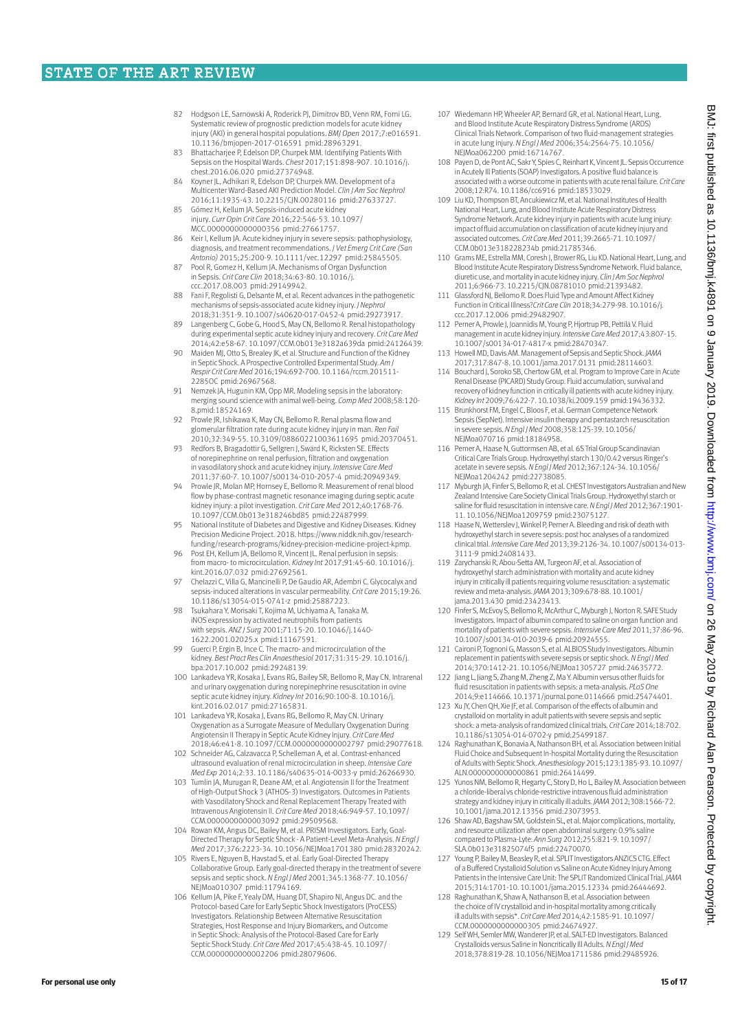82 Hodgson LE, Sarnowski A, Roderick PJ, Dimitrov BD, Venn RM, Forni LG. Systematic review of prognostic prediction models for acute kidney injury (AKI) in general hospital populations. *BMJ Open* 2017;7:e016591. 10.1136/bmjopen-2017-016591 pmid:28963291.

83 Bhattacharjee P, Edelson DP, Churpek MM. Identifying Patients With Sepsis on the Hospital Wards. *Chest* 2017;151:898-907. 10.1016/j.chest.2016.06.020 pmid:27374948.

84 Koyner JL, Adhikari R, Edelson DP, Churpek MM. Development of a Multicenter Ward-Based AKI Prediction Model. *Clin J Am Soc Nephrol* 2016;11:1935-43. 10.2215/CJN.00280116 pmid:27633727.

85 Gómez H, Kellum JA. Sepsis-induced acute kidney injury. *Curr Opin Crit Care* 2016;22:546-53. 10.1097/MCC.0000000000000356 pmid:27661757.

86 Keir I, Kellum JA. Acute kidney injury in severe sepsis: pathophysiology, diagnosis, and treatment recommendations. *J Vet Emerg Crit Care (San Antonio)* 2015;25:200-9. 10.1111/vec.12297 pmid:25845505.

87 Pool R, Gomez H, Kellum JA. Mechanisms of Organ Dysfunction in Sepsis. *Crit Care Clin* 2018;34:63-80. 10.1016/j.ccc.2017.08.003 pmid:29149942.

88 Fani F, Regolisti G, Delsante M, et al. Recent advances in the pathogenetic mechanisms of sepsis-associated acute kidney injury. *J Nephrol* 2018;31:351-9. 10.1007/s40620-017-0452-4 pmid:29273917.

89 Langenberg C, Gobe G, Hood S, May CN, Bellomo R. Renal histopathology during experimental septic acute kidney injury and recovery. *Crit Care Med* 2014;42:e58-67. 10.1097/CCM.0b013e3182a639da pmid:24126439.

90 Maiden MJ, Otto S, Brealey JK, et al. Structure and Function of the Kidney in Septic Shock. A Prospective Controlled Experimental Study. *Am J Respir Crit Care Med* 2016;194:692-700. 10.1164/rccm.201511-2285OC pmid:26967568.

91 Nemzek JA, Hugunin KM, Opp MR. Modeling sepsis in the laboratory: merging sound science with animal well-being. *Comp Med* 2008;58:120-8.pmid:18524169.

92 Prowle JR, Ishikawa K, May CN, Bellomo R. Renal plasma flow and glomerular filtration rate during acute kidney injury in man. *Ren Fail* 2010;32:349-55. 10.3109/08860221003611695 pmid:20370451.

93 Redfors B, Bragadottir G, Sellgren J, Swärd K, Ricksten SE. Effects of norepinephrine on renal perfusion, filtration and oxygenation in vasodilatory shock and acute kidney injury. *Intensive Care Med* 2011;37:60-7. 10.1007/s00134-010-2057-4 pmid:20949349.

94 Prowle JR, Molan MP, Hornsey E, Bellomo R. Measurement of renal blood flow by phase-contrast magnetic resonance imaging during septic acute kidney injury: a pilot investigation. *Crit Care Med* 2012;40:1768-76. 10.1097/CCM.0b013e318246bd85 pmid:22487999.

95 National Institute of Diabetes and Digestive and Kidney Diseases. Kidney Precision Medicine Project. 2018. https://www.niddk.nih.gov/research-funding/research-programs/kidney-precision-medicine-project-kpmp.

96 Post EH, Kellum JA, Bellomo R, Vincent JL. Renal perfusion in sepsis: from macro- to microcirculation. *Kidney Int* 2017;91:45-60. 10.1016/j.kint.2016.07.032 pmid:27692561.

97 Chelazzi C, Villa G, Mancinelli P, De Gaudio AR, Adembri C. Glycocalyx and sepsis-induced alterations in vascular permeability. *Crit Care* 2015;19:26. 10.1186/s13054-015-0741-z pmid:25887223.

98 Tsukahara Y, Morisaki T, Kojima M, Uchiyama A, Tanaka M. iNOS expression by activated neutrophils from patients with sepsis. *ANZ J Surg* 2001;71:15-20. 10.1046/j.1440-1622.2001.02025.x pmid:11167591.

99 Guerci P, Ergin B, Ince C. The macro- and microcirculation of the kidney. *Best Pract Res Clin Anaesthesiol* 2017;31:315-29. 10.1016/j.bpa.2017.10.002 pmid:29248139.

100 Lankadeva YR, Kosaka J, Evans RG, Bailey SR, Bellomo R, May CN. Intrarenal and urinary oxygenation during norepinephrine resuscitation in ovine septic acute kidney injury. *Kidney Int* 2016;90:100-8. 10.1016/j.kint.2016.02.017 pmid:27165831.

101 Lankadeva YR, Kosaka J, Evans RG, Bellomo R, May CN. Urinary Oxygenation as a Surrogate Measure of Medullary Oxygenation During Angiotensin II Therapy in Septic Acute Kidney Injury. *Crit Care Med* 2018;46:e41-8. 10.1097/CCM.0000000000002797 pmid:29077618.

102 Schneider AG, Calzavacca P, Schelleman A, et al. Contrast-enhanced ultrasound evaluation of renal microcirculation in sheep. *Intensive Care Med Exp* 2014;2:33. 10.1186/s40635-014-0033-y pmid:26266930.

103 Tumlin JA, Murugan R, Deane AM, et al. Angiotensin II for the Treatment of High-Output Shock 3 (ATHOS-3) Investigators. Outcomes in Patients with Vasodilatory Shock and Renal Replacement Therapy Treated with Intravenous Angiotensin II. *Crit Care Med* 2018;46:949-57. 10.1097/CCM.0000000000003092 pmid:29509568.

104 Rowan KM, Angus DC, Bailey M, et al. PRISM Investigators. Early, Goal-Directed Therapy for Septic Shock - A Patient-Level Meta-Analysis. *N Engl J Med* 2017;376:2223-34. 10.1056/NEJMoa1701380 pmid:28320242.

105 Rivers E, Nguyen B, Havstad S, et al. Early Goal-Directed Therapy Collaborative Group. Early goal-directed therapy in the treatment of severe sepsis and septic shock. *N Engl J Med* 2001;345:1368-77. 10.1056/NEJMoa010307 pmid:11794169.

106 Kellum JA, Pike F, Yealy DM, Huang DT, Shapiro NI, Angus DC. and the Protocol-based Care for Early Septic Shock Investigators (ProCESS) Investigators. Relationship Between Alternative Resuscitation Strategies, Host Response and Injury Biomarkers, and Outcome in Septic Shock: Analysis of the Protocol-Based Care for Early Septic Shock Study. *Crit Care Med* 2017;45:438-45. 10.1097/CCM.0000000000002206 pmid:28079606.

107 Wiedemann HP, Wheeler AP, Bernard GR, et al. National Heart, Lung, and Blood Institute Acute Respiratory Distress Syndrome (ARDS) Clinical Trials Network. Comparison of two fluid-management strategies in acute lung injury. *N Engl J Med* 2006;354:2564-75. 10.1056/NEJMoa062200 pmid:16714767.

108 Payen D, de Pont AC, Sakr Y, Spies C, Reinhart K, Vincent JL. Sepsis Occurrence in Acutely Ill Patients (SOAP) Investigators. A positive fluid balance is associated with a worse outcome in patients with acute renal failure. *Crit Care* 2008;12:R74. 10.1186/cc6916 pmid:18533029.

109 Liu KD, Thompson BT, Ancukiewicz M, et al. National Institutes of Health National Heart, Lung, and Blood Institute Acute Respiratory Distress Syndrome Network. Acute kidney injury in patients with acute lung injury: impact of fluid accumulation on classification of acute kidney injury and associated outcomes. *Crit Care Med* 2011;39:2665-71. 10.1097/CCM.0b013e318228234b pmid:21785346.

110 Grams ME, Estrella MM, Coresh J, Brower RG, Liu KD. National Heart, Lung, and Blood Institute Acute Respiratory Distress Syndrome Network. Fluid balance, diuretic use, and mortality in acute kidney injury. *Clin J Am Soc Nephrol* 2011;6:966-73. 10.2215/CJN.08781010 pmid:21393482.

111 Glassford NJ, Bellomo R. Does Fluid Type and Amount Affect Kidney Function in Critical Illness?*Crit Care Clin* 2018;34:279-98. 10.1016/j.ccc.2017.12.006 pmid:29482907.

112 Perner A, Prowle J, Joannidis M, Young P, Hjortrup PB, Pettilä V. Fluid management in acute kidney injury. *Intensive Care Med* 2017;43:807-15. 10.1007/s00134-017-4817-x pmid:28470347.

113 Howell MD, Davis AM. Management of Sepsis and Septic Shock. *JAMA* 2017;317:847-8. 10.1001/jama.2017.0131 pmid:28114603.

114 Bouchard J, Soroko SB, Chertow GM, et al. Program to Improve Care in Acute Renal Disease (PICARD) Study Group. Fluid accumulation, survival and recovery of kidney function in critically ill patients with acute kidney injury. *Kidney Int* 2009;76:422-7. 10.1038/ki.2009.159 pmid:19436332.

115 Brunkhorst FM, Engel C, Bloos F, et al. German Competence Network Sepsis (SepNet). Intensive insulin therapy and pentastarch resuscitation in severe sepsis. *N Engl J Med* 2008;358:125-39. 10.1056/NEJMoa070716 pmid:18184958.

116 Perner A, Haase N, Guttormsen AB, et al. 6S Trial Group Scandinavian Critical Care Trials Group. Hydroxyethyl starch 130/0.42 versus Ringer's acetate in severe sepsis. *N Engl J Med* 2012;367:124-34. 10.1056/NEJMoa1204242 pmid:22738085.

117 Myburgh JA, Finfer S, Bellomo R, et al. CHEST Investigators Australian and New Zealand Intensive Care Society Clinical Trials Group. Hydroxyethyl starch or saline for fluid resuscitation in intensive care. *N Engl J Med* 2012;367:1901-11. 10.1056/NEJMoa1209759 pmid:23075127.

118 Haase N, Wetterslev J, Winkel P, Perner A. Bleeding and risk of death with hydroxyethyl starch in severe sepsis: post hoc analyses of a randomized clinical trial. *Intensive Care Med* 2013;39:2126-34. 10.1007/s00134-013-3111-9 pmid:24081433.

119 Zarychanski R, Abou-Setta AM, Turgeon AF, et al. Association of hydroxyethyl starch administration with mortality and acute kidney injury in critically ill patients requiring volume resuscitation: a systematic review and meta-analysis. *JAMA* 2013;309:678-88. 10.1001/jama.2013.430 pmid:23423413.

120 Finfer S, McEvoy S, Bellomo R, McArthur C, Myburgh J, Norton R. SAFE Study Investigators. Impact of albumin compared to saline on organ function and mortality of patients with severe sepsis. *Intensive Care Med* 2011;37:86-96. 10.1007/s00134-010-2039-6 pmid:20924555.

121 Caironi P, Tognoni G, Masson S, et al. ALBIOS Study Investigators. Albumin replacement in patients with severe sepsis or septic shock. *N Engl J Med* 2014;370:1412-21. 10.1056/NEJMoa1305727 pmid:24635772.

122 Jiang L, Jiang S, Zhang M, Zheng Z, Ma Y. Albumin versus other fluids for fluid resuscitation in patients with sepsis: a meta-analysis. *PLoS One* 2014;9:e114666. 10.1371/journal.pone.0114666 pmid:25474401.

123 Xu JY, Chen QH, Xie JF, et al. Comparison of the effects of albumin and crystalloid on mortality in adult patients with severe sepsis and septic shock: a meta-analysis of randomized clinical trials. *Crit Care* 2014;18:702. 10.1186/s13054-014-0702-y pmid:25499187.

124 Raghunathan K, Bonavia A, Nathanson BH, et al. Association between Initial Fluid Choice and Subsequent In-hospital Mortality during the Resuscitation of Adults with Septic Shock. *Anesthesiology* 2015;123:1385-93. 10.1097/ALN.0000000000000861 pmid:26414499.

125 Yunos NM, Bellomo R, Hegarty C, Story D, Ho L, Bailey M. Association between a chloride-liberal vs chloride-restrictive intravenous fluid administration strategy and kidney injury in critically ill adults. *JAMA* 2012;308:1566-72. 10.1001/jama.2012.13356 pmid:23073953.

126 Shaw AD, Bagshaw SM, Goldstein SL, et al. Major complications, mortality, and resource utilization after open abdominal surgery: 0.9% saline compared to Plasma-Lyte. *Ann Surg* 2012;255:821-9. 10.1097/SLA.0b013e31825074f5 pmid:22470070.

127 Young P, Bailey M, Beasley R, et al. SPLIT Investigators ANZICS CTG. Effect of a Buffered Crystalloid Solution vs Saline on Acute Kidney Injury Among Patients in the Intensive Care Unit: The SPLIT Randomized Clinical Trial. *JAMA* 2015;314:1701-10. 10.1001/jama.2015.12334 pmid:26444692.

128 Raghunathan K, Shaw A, Nathanson B, et al. Association between the choice of IV crystalloid and in-hospital mortality among critically ill adults with sepsis*. *Crit Care Med* 2014;42:1585-91. 10.1097/CCM.0000000000000305 pmid:24674927.

129 Self WH, Semler MW, Wanderer JP, et al. SALT-ED Investigators. Balanced Crystalloids versus Saline in Noncritically Ill Adults. *N Engl J Med* 2018;378:819-28. 10.1056/NEJMoa1711586 pmid:29485926.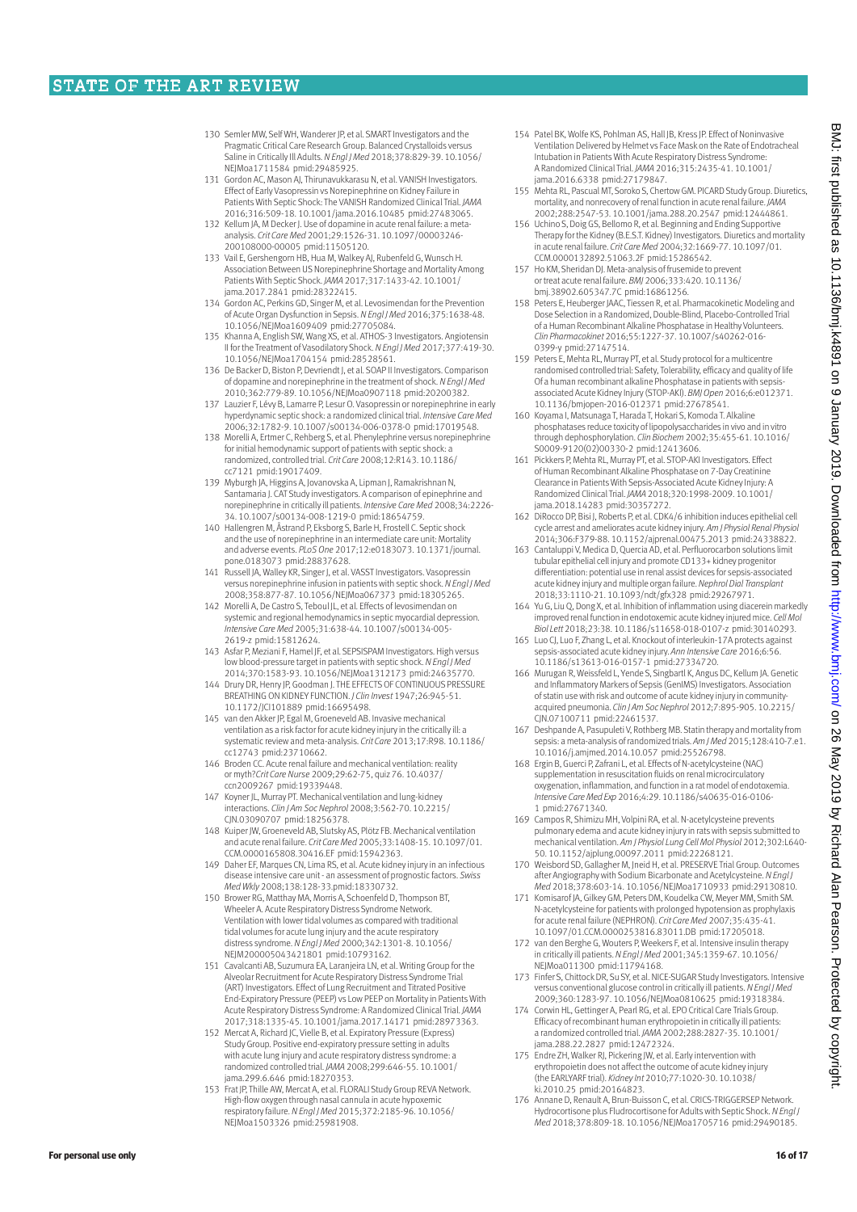130 Semler MW, Self WH, Wanderer JP, et al. SMART Investigators and the Pragmatic Critical Care Research Group. Balanced Crystalloids versus Saline in Critically Ill Adults. *N Engl J Med* 2018;378:829-39. 10.1056/NEJMoa1711584 pmid:29485925.

131 Gordon AC, Mason AJ, Thirunavukkarasu N, et al. VANISH Investigators. Effect of Early Vasopressin vs Norepinephrine on Kidney Failure in Patients With Septic Shock: The VANISH Randomized Clinical Trial. *JAMA* 2016;316:509-18. 10.1001/jama.2016.10485 pmid:27483065.

132 Kellum JA, M Decker J. Use of dopamine in acute renal failure: a meta-analysis. *Crit Care Med* 2001;29:1526-31. 10.1097/00003246-200108000-00005 pmid:11505120.

133 Vail E, Gershengorn HB, Hua M, Walkey AJ, Rubenfeld G, Wunsch H. Association Between US Norepinephrine Shortage and Mortality Among Patients With Septic Shock. *JAMA* 2017;317:1433-42. 10.1001/jama.2017.2841 pmid:28322415.

134 Gordon AC, Perkins GD, Singer M, et al. Levosimendan for the Prevention of Acute Organ Dysfunction in Sepsis. *N Engl J Med* 2016;375:1638-48. 10.1056/NEJMoa1609409 pmid:27705084.

135 Khanna A, English SW, Wang XS, et al. ATHOS-3 Investigators. Angiotensin II for the Treatment of Vasodilatory Shock. *N Engl J Med* 2017;377:419-30. 10.1056/NEJMoa1704154 pmid:28528561.

136 De Backer D, Biston P, Devriendt J, et al. SOAP II Investigators. Comparison of dopamine and norepinephrine in the treatment of shock. *N Engl J Med* 2010;362:779-89. 10.1056/NEJMoa0907118 pmid:20200382.

137 Lauzier F, Lévy B, Lamarre P, Lesur O. Vasopressin or norepinephrine in early hyperdynamic septic shock: a randomized clinical trial. *Intensive Care Med* 2006;32:1782-9. 10.1007/s00134-006-0378-0 pmid:17019548.

138 Morelli A, Ertmer C, Rehberg S, et al. Phenylephrine versus norepinephrine for initial hemodynamic support of patients with septic shock: a randomized, controlled trial. *Crit Care* 2008;12:R143. 10.1186/cc7121 pmid:19017409.

139 Myburgh JA, Higgins A, Jovanovska A, Lipman J, Ramakrishnan N, Santamaria J. CAT Study investigators. A comparison of epinephrine and norepinephrine in critically ill patients. *Intensive Care Med* 2008;34:2226-34. 10.1007/s00134-008-1219-0 pmid:18654759.

140 Hallengren M, Åstrand P, Eksborg S, Barle H, Frostell C. Septic shock and the use of norepinephrine in an intermediate care unit: Mortality and adverse events. *PLoS One* 2017;12:e0183073. 10.1371/journal.pone.0183073 pmid:28837628.

141 Russell JA, Walley KR, Singer J, et al. VASST Investigators. Vasopressin versus norepinephrine infusion in patients with septic shock. *N Engl J Med* 2008;358:877-87. 10.1056/NEJMoa067373 pmid:18305265.

142 Morelli A, De Castro S, Teboul JL, et al. Effects of levosimendan on systemic and regional hemodynamics in septic myocardial depression. *Intensive Care Med* 2005;31:638-44. 10.1007/s00134-005-2619-z pmid:15812624.

143 Asfar P, Meziani F, Hamel JF, et al. SEPSISPAM Investigators. High versus low blood-pressure target in patients with septic shock. *N Engl J Med* 2014;370:1583-93. 10.1056/NEJMoa1312173 pmid:24635770.

144 Drury DR, Henry JP, Goodman J. THE EFFECTS OF CONTINUOUS PRESSURE BREATHING ON KIDNEY FUNCTION. *J Clin Invest* 1947;26:945-51. 10.1172/JCI101889 pmid:16695498.

145 van den Akker JP, Egal M, Groeneveld AB. Invasive mechanical ventilation as a risk factor for acute kidney injury in the critically ill: a systematic review and meta-analysis. *Crit Care* 2013;17:R98. 10.1186/cc12743 pmid:23710662.

146 Broden CC. Acute renal failure and mechanical ventilation: reality or myth? *Crit Care Nurse* 2009;29:62-75, quiz 76. 10.4037/ccn2009267 pmid:19339448.

147 Koyner JL, Murray PT. Mechanical ventilation and lung-kidney interactions. *Clin J Am Soc Nephrol* 2008;3:562-70. 10.2215/CJN.03090707 pmid:18256378.

148 Kuiper JW, Groeneveld AB, Slutsky AS, Plötz FB. Mechanical ventilation and acute renal failure. *Crit Care Med* 2005;33:1408-15. 10.1097/01.CCM.0000165808.30416.EF pmid:15942363.

149 Daher EF, Marques CN, Lima RS, et al. Acute kidney injury in an infectious disease intensive care unit - an assessment of prognostic factors. *Swiss Med Wkly* 2008;138:128-33.pmid:18330732.

150 Brower RG, Matthay MA, Morris A, Schoenfeld D, Thompson BT, Wheeler A. Acute Respiratory Distress Syndrome Network. Ventilation with lower tidal volumes as compared with traditional tidal volumes for acute lung injury and the acute respiratory distress syndrome. *N Engl J Med* 2000;342:1301-8. 10.1056/NEJM200005043421801 pmid:10793162.

151 Cavalcanti AB, Suzumura EA, Laranjeira LN, et al. Writing Group for the Alveolar Recruitment for Acute Respiratory Distress Syndrome Trial (ART) Investigators. Effect of Lung Recruitment and Titrated Positive End-Expiratory Pressure (PEEP) vs Low PEEP on Mortality in Patients With Acute Respiratory Distress Syndrome: A Randomized Clinical Trial. *JAMA* 2017;318:1335-45. 10.1001/jama.2017.14171 pmid:28973363.

152 Mercat A, Richard JC, Vielle B, et al. Expiratory Pressure (Express) Study Group. Positive end-expiratory pressure setting in adults with acute lung injury and acute respiratory distress syndrome: a randomized controlled trial. *JAMA* 2008;299:646-55. 10.1001/jama.299.6.646 pmid:18270353.

153 Frat JP, Thille AW, Mercat A, et al. FLORALI Study Group REVA Network. High-flow oxygen through nasal cannula in acute hypoxemic respiratory failure. *N Engl J Med* 2015;372:2185-96. 10.1056/NEJMoa1503326 pmid:25981908.

154 Patel BK, Wolfe KS, Pohlman AS, Hall JB, Kress JP. Effect of Noninvasive Ventilation Delivered by Helmet vs Face Mask on the Rate of Endotracheal Intubation in Patients With Acute Respiratory Distress Syndrome: A Randomized Clinical Trial. *JAMA* 2016;315:2435-41. 10.1001/jama.2016.6338 pmid:27179847.

155 Mehta RL, Pascual MT, Soroko S, Chertow GM. PICARD Study Group. Diuretics, mortality, and nonrecovery of renal function in acute renal failure. *JAMA* 2002;288:2547-53. 10.1001/jama.288.20.2547 pmid:12444861.

156 Uchino S, Doig GS, Bellomo R, et al. Beginning and Ending Supportive Therapy for the Kidney (B.E.S.T. Kidney) Investigators. Diuretics and mortality in acute renal failure. *Crit Care Med* 2004;32:1669-77. 10.1097/01.CCM.0000132892.51063.2F pmid:15286542.

157 Ho KM, Sheridan DJ. Meta-analysis of frusemide to prevent or treat acute renal failure. *BMJ* 2006;333:420. 10.1136/bmj.38902.605347.7C pmid:16861256.

158 Peters E, Heuberger JAAC, Tiessen R, et al. Pharmacokinetic Modeling and Dose Selection in a Randomized, Double-Blind, Placebo-Controlled Trial of a Human Recombinant Alkaline Phosphatase in Healthy Volunteers. *Clin Pharmacokinet* 2016;55:1227-37. 10.1007/s40262-016-0399-y pmid:27147514.

159 Peters E, Mehta RL, Murray PT, et al. Study protocol for a multicentre randomised controlled trial: Safety, Tolerability, efficacy and quality of life Of a human recombinant alkaline Phosphatase in patients with sepsis-associated Acute Kidney Injury (STOP-AKI). *BMJ Open* 2016;6:e012371. 10.1136/bmjopen-2016-012371 pmid:27678541.

160 Koyama I, Matsunaga T, Harada T, Hokari S, Komoda T. Alkaline phosphatases reduce toxicity of lipopolysaccharides in vivo and in vitro through dephosphorylation. *Clin Biochem* 2002;35:455-61. 10.1016/S0009-9120(02)00330-2 pmid:12413606.

161 Pickkers P, Mehta RL, Murray PT, et al. STOP-AKI Investigators. Effect of Human Recombinant Alkaline Phosphatase on 7-Day Creatinine Clearance in Patients With Sepsis-Associated Acute Kidney Injury: A Randomized Clinical Trial. *JAMA* 2018;320:1998-2009. 10.1001/jama.2018.14283 pmid:30357272.

162 DiRocco DP, Bisi J, Roberts P, et al. CDK4/6 inhibition induces epithelial cell cycle arrest and ameliorates acute kidney injury. *Am J Physiol Renal Physiol* 2014;306:F379-88. 10.1152/ajprenal.00475.2013 pmid:24338822.

163 Cantaluppi V, Medica D, Quercia AD, et al. Perfluorocarbon solutions limit tubular epithelial cell injury and promote CD133+ kidney progenitor differentiation: potential use in renal assist devices for sepsis-associated acute kidney injury and multiple organ failure. *Nephrol Dial Transplant* 2018;33:1110-21. 10.1093/ndt/gfx328 pmid:29267971.

164 Yu G, Liu Q, Dong X, et al. Inhibition of inflammation using diacerein markedly improved renal function in endotoxemic acute kidney injured mice. *Cell Mol Biol Lett* 2018;23:38. 10.1186/s11658-018-0107-z pmid:30140293.

165 Luo CJ, Luo F, Zhang L, et al. Knockout of interleukin-17A protects against sepsis-associated acute kidney injury. *Ann Intensive Care* 2016;6:56. 10.1186/s13613-016-0157-1 pmid:27334720.

166 Murugan R, Weissfeld L, Yende S, Singbartl K, Angus DC, Kellum JA. Genetic and Inflammatory Markers of Sepsis (GenIMS) Investigators. Association of statin use with risk and outcome of acute kidney injury in community-acquired pneumonia. *Clin J Am Soc Nephrol* 2012;7:895-905. 10.2215/CJN.07100711 pmid:22461537.

167 Deshpande A, Pasupuleti V, Rothberg MB. Statin therapy and mortality from sepsis: a meta-analysis of randomized trials. *Am J Med* 2015;128:410-7.e1. 10.1016/j.amjmed.2014.10.057 pmid:25526798.

168 Ergin B, Guerci P, Zafrani L, et al. Effects of N-acetylcysteine (NAC) supplementation in resuscitation fluids on renal microcirculatory oxygenation, inflammation, and function in a rat model of endotoxemia. *Intensive Care Med Exp* 2016;4:29. 10.1186/s40635-016-0106-1 pmid:27671340.

169 Campos R, Shimizu MH, Volpini RA, et al. N-acetylcysteine prevents pulmonary edema and acute kidney injury in rats with sepsis submitted to mechanical ventilation. *Am J Physiol Lung Cell Mol Physiol* 2012;302:L640-50. 10.1152/ajplung.00097.2011 pmid:22268121.

170 Weisbord SD, Gallagher M, Jneid H, et al. PRESERVE Trial Group. Outcomes after Angiography with Sodium Bicarbonate and Acetylcysteine. *N Engl J Med* 2018;378:603-14. 10.1056/NEJMoa1710933 pmid:29130810.

171 Komisarof JA, Gilkey GM, Peters DM, Koudelka CW, Meyer MM, Smith SM. N-acetylcysteine for patients with prolonged hypotension as prophylaxis for acute renal failure (NEPHRON). *Crit Care Med* 2007;35:435-41. 10.1097/01.CCM.0000253816.83011.DB pmid:17205018.

172 van den Berghe G, Wouters P, Weekers F, et al. Intensive insulin therapy in critically ill patients. *N Engl J Med* 2001;345:1359-67. 10.1056/NEJMoa011300 pmid:11794168.

173 Finfer S, Chittock DR, Su SY, et al. NICE-SUGAR Study Investigators. Intensive versus conventional glucose control in critically ill patients. *N Engl J Med* 2009;360:1283-97. 10.1056/NEJMoa0810625 pmid:19318384.

174 Corwin HL, Gettinger A, Pearl RG, et al. EPO Critical Care Trials Group. Efficacy of recombinant human erythropoietin in critically ill patients: a randomized controlled trial. *JAMA* 2002;288:2827-35. 10.1001/jama.288.22.2827 pmid:12472324.

175 Endre ZH, Walker RJ, Pickering JW, et al. Early intervention with erythropoietin does not affect the outcome of acute kidney injury (the EARLYARF trial). *Kidney Int* 2010;77:1020-30. 10.1038/ki.2010.25 pmid:20164823.

176 Annane D, Renault A, Brun-Buisson C, et al. CRICS-TRIGGERSEP Network. Hydrocortisone plus Fludrocortisone for Adults with Septic Shock. *N Engl J Med* 2018;378:809-18. 10.1056/NEJMoa1705716 pmid:29490185.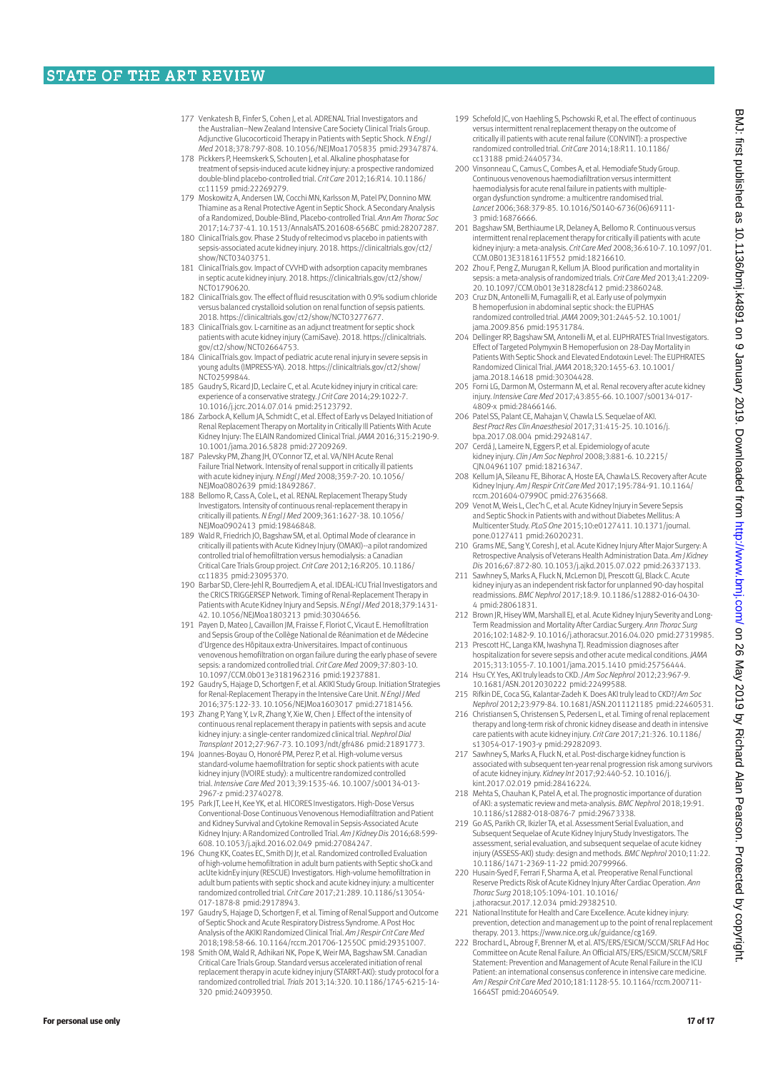177 Venkatesh B, Finfer S, Cohen J, et al. ADRENAL Trial Investigators and the Australian–New Zealand Intensive Care Society Clinical Trials Group. Adjunctive Glucocorticoid Therapy in Patients with Septic Shock. *N Engl J Med* 2018;378:797-808. 10.1056/NEJMoa1705835 pmid:29347874.

178 Pickkers P, Heemskerk S, Schouten J, et al. Alkaline phosphatase for treatment of sepsis-induced acute kidney injury: a prospective randomized double-blind placebo-controlled trial. *Crit Care* 2012;16:R14. 10.1186/cc11159 pmid:22269279.

179 Moskowitz A, Andersen LW, Cocchi MN, Karlsson M, Patel PV, Donnino MW. Thiamine as a Renal Protective Agent in Septic Shock. A Secondary Analysis of a Randomized, Double-Blind, Placebo-controlled Trial. *Ann Am Thorac Soc* 2017;14:737-41. 10.1513/AnnalsATS.201608-656BC pmid:28207287.

180 ClinicalTrials.gov. Phase 2 Study of reltecimod vs placebo in patients with sepsis-associated acute kidney injury. 2018. https://clinicaltrials.gov/ct2/show/NCT03403751.

181 ClinicalTrials.gov. Impact of CVVHD with adsorption capacity membranes in septic acute kidney injury. 2018. https://clinicaltrials.gov/ct2/show/NCT01790620.

182 ClinicalTrials.gov. The effect of fluid resuscitation with 0.9% sodium chloride versus balanced crystalloid solution on renal function of sepsis patients. 2018. https://clinicaltrials.gov/ct2/show/NCT03277677.

183 ClinicalTrials.gov. L-carnitine as an adjunct treatment for septic shock patients with acute kidney injury (CarniSave). 2018. https://clinicaltrials.gov/ct2/show/NCT02664753.

184 ClinicalTrials.gov. Impact of pediatric acute renal injury in severe sepsis in young adults (IMPRESS-YA). 2018. https://clinicaltrials.gov/ct2/show/NCT02599844.

185 Gaudry S, Ricard JD, Leclaire C, et al. Acute kidney injury in critical care: experience of a conservative strategy. *J Crit Care* 2014;29:1022-7. 10.1016/j.jcrc.2014.07.014 pmid:25123792.

186 Zarbock A, Kellum JA, Schmidt C, et al. Effect of Early vs Delayed Initiation of Renal Replacement Therapy on Mortality in Critically Ill Patients With Acute Kidney Injury: The ELAIN Randomized Clinical Trial. *JAMA* 2016;315:2190-9. 10.1001/jama.2016.5828 pmid:27209269.

187 Palevsky PM, Zhang JH, O'Connor TZ, et al. VA/NIH Acute Renal Failure Trial Network. Intensity of renal support in critically ill patients with acute kidney injury. *N Engl J Med* 2008;359:7-20. 10.1056/NEJMoa0802639 pmid:18492867.

188 Bellomo R, Cass A, Cole L, et al. RENAL Replacement Therapy Study Investigators. Intensity of continuous renal-replacement therapy in critically ill patients. *N Engl J Med* 2009;361:1627-38. 10.1056/NEJMoa0902413 pmid:19846848.

189 Wald R, Friedrich JO, Bagshaw SM, et al. Optimal Mode of clearance in critically ill patients with Acute Kidney Injury (OMAKI)--a pilot randomized controlled trial of hemofiltration versus hemodialysis: a Canadian Critical Care Trials Group project. *Crit Care* 2012;16:R205. 10.1186/cc11835 pmid:23095370.

190 Barbar SD, Clere-Jehl R, Bourredjem A, et al. IDEAL-ICU Trial Investigators and the CRICS TRIGGERSEP Network. Timing of Renal-Replacement Therapy in Patients with Acute Kidney Injury and Sepsis. *N Engl J Med* 2018;379:1431-42. 10.1056/NEJMoa1803213 pmid:30304656.

191 Payen D, Mateo J, Cavaillon JM, Fraisse F, Floriot C, Vicaut E. Hemofiltration and Sepsis Group of the Collège National de Réanimation et de Médecine d'Urgence des Hôpitaux extra-Universitaires. Impact of continuous venovenous hemofiltration on organ failure during the early phase of severe sepsis: a randomized controlled trial. *Crit Care Med* 2009;37:803-10. 10.1097/CCM.0b013e3181962316 pmid:19237881.

192 Gaudry S, Hajage D, Schortgen F, et al. AKIKI Study Group. Initiation Strategies for Renal-Replacement Therapy in the Intensive Care Unit. *N Engl J Med* 2016;375:122-33. 10.1056/NEJMoa1603017 pmid:27181456.

193 Zhang P, Yang Y, Lv R, Zhang Y, Xie W, Chen J. Effect of the intensity of continuous renal replacement therapy in patients with sepsis and acute kidney injury: a single-center randomized clinical trial. *Nephrol Dial Transplant* 2012;27:967-73. 10.1093/ndt/gfr486 pmid:21891773.

194 Joannes-Boyau O, Honoré PM, Perez P, et al. High-volume versus standard-volume haemofiltration for septic shock patients with acute kidney injury (IVOIRE study): a multicentre randomized controlled trial. *Intensive Care Med* 2013;39:1535-46. 10.1007/s00134-013-2967-z pmid:23740278.

195 Park JT, Lee H, Kee YK, et al. HICORES Investigators. High-Dose Versus Conventional-Dose Continuous Venovenous Hemodiafiltration and Patient and Kidney Survival and Cytokine Removal in Sepsis-Associated Acute Kidney Injury: A Randomized Controlled Trial. *Am J Kidney Dis* 2016;68:599-608. 10.1053/j.ajkd.2016.02.049 pmid:27084247.

196 Chung KK, Coates EC, Smith DJ Jr, et al. Randomized controlled Evaluation of high-volume hemofiltration in adult burn patients with Septic shoCk and acUte kidnEy injury (RESCUE) Investigators. High-volume hemofiltration in adult burn patients with septic shock and acute kidney injury: a multicenter randomized controlled trial. *Crit Care* 2017;21:289. 10.1186/s13054-017-1878-8 pmid:29178943.

197 Gaudry S, Hajage D, Schortgen F, et al. Timing of Renal Support and Outcome of Septic Shock and Acute Respiratory Distress Syndrome. A Post Hoc Analysis of the AKIKI Randomized Clinical Trial. *Am J Respir Crit Care Med* 2018;198:58-66. 10.1164/rccm.201706-1255OC pmid:29351007.

198 Smith OM, Wald R, Adhikari NK, Pope K, Weir MA, Bagshaw SM. Canadian Critical Care Trials Group. Standard versus accelerated initiation of renal replacement therapy in acute kidney injury (STARRT-AKI): study protocol for a randomized controlled trial. *Trials* 2013;14:320. 10.1186/1745-6215-14-320 pmid:24093950.

199 Schefold JC, von Haehling S, Pschowski R, et al. The effect of continuous versus intermittent renal replacement therapy on the outcome of critically ill patients with acute renal failure (CONVINT): a prospective randomized controlled trial. *Crit Care* 2014;18:R11. 10.1186/cc13188 pmid:24405734.

200 Vinsonneau C, Camus C, Combes A, et al. Hemodiafe Study Group. Continuous venovenous haemodiafiltration versus intermittent haemodialysis for acute renal failure in patients with multiple-organ dysfunction syndrome: a multicentre randomised trial. *Lancet* 2006;368:379-85. 10.1016/S0140-6736(06)69111-3 pmid:16876666.

201 Bagshaw SM, Berthiaume LR, Delaney A, Bellomo R. Continuous versus intermittent renal replacement therapy for critically ill patients with acute kidney injury: a meta-analysis. *Crit Care Med* 2008;36:610-7. 10.1097/01.CCM.0B013E3181611F552 pmid:18216610.

202 Zhou F, Peng Z, Murugan R, Kellum JA. Blood purification and mortality in sepsis: a meta-analysis of randomized trials. *Crit Care Med* 2013;41:2209-20. 10.1097/CCM.0b013e31828cf412 pmid:23860248.

203 Cruz DN, Antonelli M, Fumagalli R, et al. Early use of polymyxin B hemoperfusion in abdominal septic shock: the EUPHAS randomized controlled trial. *JAMA* 2009;301:2445-52. 10.1001/jama.2009.856 pmid:19531784.

204 Dellinger RP, Bagshaw SM, Antonelli M, et al. EUPHRATES Trial Investigators. Effect of Targeted Polymyxin B Hemoperfusion on 28-Day Mortality in Patients With Septic Shock and Elevated Endotoxin Level: The EUPHRATES Randomized Clinical Trial. *JAMA* 2018;320:1455-63. 10.1001/jama.2018.14618 pmid:30304428.

205 Forni LG, Darmon M, Ostermann M, et al. Renal recovery after acute kidney injury. *Intensive Care Med* 2017;43:855-66. 10.1007/s00134-017-4809-x pmid:28466146.

206 Patel SS, Palant CE, Mahajan V, Chawla LS. Sequelae of AKI. *Best Pract Res Clin Anaesthesiol* 2017;31:415-25. 10.1016/j.bpa.2017.08.004 pmid:29248147.

207 Cerdá J, Lameire N, Eggers P, et al. Epidemiology of acute kidney injury. *Clin J Am Soc Nephrol* 2008;3:881-6. 10.2215/CJN.04961107 pmid:18216347.

208 Kellum JA, Sileanu FE, Bihorac A, Hoste EA, Chawla LS. Recovery after Acute Kidney Injury. *Am J Respir Crit Care Med* 2017;195:784-91. 10.1164/rccm.201604-0799OC pmid:27635668.

209 Venot M, Weis L, Clec'h C, et al. Acute Kidney Injury in Severe Sepsis and Septic Shock in Patients with and without Diabetes Mellitus: A Multicenter Study. *PLoS One* 2015;10:e0127411. 10.1371/journal.pone.0127411 pmid:26020231.

210 Grams ME, Sang Y, Coresh J, et al. Acute Kidney Injury After Major Surgery: A Retrospective Analysis of Veterans Health Administration Data. *Am J Kidney Dis* 2016;67:872-80. 10.1053/j.ajkd.2015.07.022 pmid:26337133.

211 Sawhney S, Marks A, Fluck N, McLernon DJ, Prescott GJ, Black C. Acute kidney injury as an independent risk factor for unplanned 90-day hospital readmissions. *BMC Nephrol* 2017;18:9. 10.1186/s12882-016-0430-4 pmid:28061831.

212 Brown JR, Hisey WM, Marshall EJ, et al. Acute Kidney Injury Severity and Long-Term Readmission and Mortality After Cardiac Surgery. *Ann Thorac Surg* 2016;102:1482-9. 10.1016/j.athoracsur.2016.04.020 pmid:27319985.

213 Prescott HC, Langa KM, Iwashyna TJ. Readmission diagnoses after hospitalization for severe sepsis and other acute medical conditions. *JAMA* 2015;313:1055-7. 10.1001/jama.2015.1410 pmid:25756444.

214 Hsu CY. Yes, AKI truly leads to CKD. *J Am Soc Nephrol* 2012;23:967-9. 10.1681/ASN.2012030222 pmid:22499588.

215 Rifkin DE, Coca SG, Kalantar-Zadeh K. Does AKI truly lead to CKD? *J Am Soc Nephrol* 2012;23:979-84. 10.1681/ASN.2011121185 pmid:22460531.

216 Christiansen S, Christensen S, Pedersen L, et al. Timing of renal replacement therapy and long-term risk of chronic kidney disease and death in intensive care patients with acute kidney injury. *Crit Care* 2017;21:326. 10.1186/s13054-017-1903-y pmid:29282093.

217 Sawhney S, Marks A, Fluck N, et al. Post-discharge kidney function is associated with subsequent ten-year renal progression risk among survivors of acute kidney injury. *Kidney Int* 2017;92:440-52. 10.1016/j.kint.2017.02.019 pmid:28416224.

218 Mehta S, Chauhan K, Patel A, et al. The prognostic importance of duration of AKI: a systematic review and meta-analysis. *BMC Nephrol* 2018;19:91. 10.1186/s12882-018-0876-7 pmid:29673338.

219 Go AS, Parikh CR, Ikizler TA, et al. Assessment Serial Evaluation, and Subsequent Sequelae of Acute Kidney Injury Study Investigators. The assessment, serial evaluation, and subsequent sequelae of acute kidney injury (ASSESS-AKI) study: design and methods. *BMC Nephrol* 2010;11:22. 10.1186/1471-2369-11-22 pmid:20799966.

220 Husain-Syed F, Ferrari F, Sharma A, et al. Preoperative Renal Functional Reserve Predicts Risk of Acute Kidney Injury After Cardiac Operation. *Ann Thorac Surg* 2018;105:1094-101. 10.1016/j.athoracsur.2017.12.034 pmid:29382510.

221 National Institute for Health and Care Excellence. Acute kidney injury: prevention, detection and management up to the point of renal replacement therapy. 2013. https://www.nice.org.uk/guidance/cg169.

222 Brochard L, Abroug F, Brenner M, et al. ATS/ERS/ESICM/SCCM/SRLF Ad Hoc Committee on Acute Renal Failure. An Official ATS/ERS/ESICM/SCCM/SRLF Statement: Prevention and Management of Acute Renal Failure in the ICU Patient: an international consensus conference in intensive care medicine. *Am J Respir Crit Care Med* 2010;181:1128-55. 10.1164/rccm.200711-1664ST pmid:20460549.